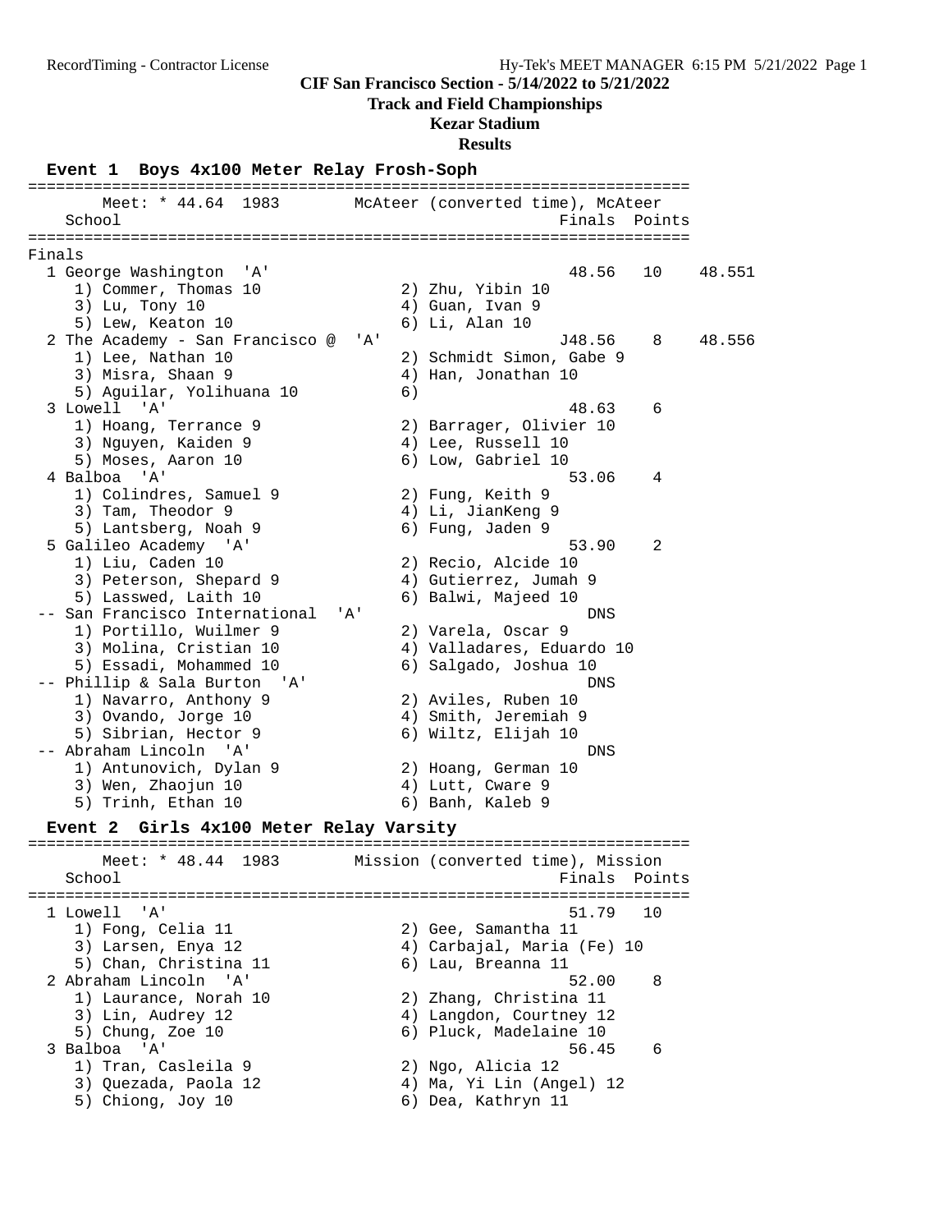RecordTiming - Contractor License

Hy-Tek's MEET MANAGER 6:15 PM 5/21/2022 Page 1

**CIF San Francisco Section - 5/14/2022 to 5/21/2022**

**Track and Field Championships**

**Kezar Stadium**

**Results**

### Event 1 Boys 4x100 Meter Relay Frosh-Soph

```
=======================================================================
       Meet: * 44.64  1983       McAteer (converted time), McAteer      
   School                                            Finals  Points 
=======================================================================
Finals
  1 George Washington  'A'                            48.56   10    48.551
     1) Commer, Thomas 10              2) Zhu, Yibin 10                  
     3) Lu, Tony 10                    4) Guan, Ivan 9                   
     5) Lew, Keaton 10                 6) Li, Alan 10                    
  2 The Academy - San Francisco @  'A'               J48.56    8    48.556
     1) Lee, Nathan 10                 2) Schmidt Simon, Gabe 9          
     3) Misra, Shaan 9                 4) Han, Jonathan 10               
     5) Aguilar, Yolihuana 10          6)                                
  3 Lowell  'A'                                       48.63    6          
     1) Hoang, Terrance 9              2) Barrager, Olivier 10           
     3) Nguyen, Kaiden 9               4) Lee, Russell 10                
     5) Moses, Aaron 10                6) Low, Gabriel 10                
  4 Balboa  'A'                                       53.06    4          
     1) Colindres, Samuel 9            2) Fung, Keith 9                  
     3) Tam, Theodor 9                 4) Li, JianKeng 9                 
     5) Lantsberg, Noah 9              6) Fung, Jaden 9                  
  5 Galileo Academy  'A'                              53.90    2          
     1) Liu, Caden 10                  2) Recio, Alcide 10               
     3) Peterson, Shepard 9            4) Gutierrez, Jumah 9             
     5) Lasswed, Laith 10              6) Balwi, Majeed 10               
 -- San Francisco International  'A'                    DNS              
     1) Portillo, Wuilmer 9            2) Varela, Oscar 9                
     3) Molina, Cristian 10            4) Valladares, Eduardo 10         
     5) Essadi, Mohammed 10            6) Salgado, Joshua 10             
 -- Phillip & Sala Burton  'A'                          DNS              
     1) Navarro, Anthony 9             2) Aviles, Ruben 10               
     3) Ovando, Jorge 10               4) Smith, Jeremiah 9              
     5) Sibrian, Hector 9              6) Wiltz, Elijah 10               
 -- Abraham Lincoln  'A'                                DNS              
     1) Antunovich, Dylan 9            2) Hoang, German 10               
     3) Wen, Zhaojun 10                4) Lutt, Cware 9                  
     5) Trinh, Ethan 10                6) Banh, Kaleb 9                  
```

### Event 2 Girls 4x100 Meter Relay Varsity

```
=======================================================================
       Meet: * 48.44  1983       Mission (converted time), Mission      
   School                                            Finals  Points 
=======================================================================
  1 Lowell  'A'                                       51.79   10          
     1) Fong, Celia 11                 2) Gee, Samantha 11               
     3) Larsen, Enya 12                4) Carbajal, Maria (Fe) 10        
     5) Chan, Christina 11             6) Lau, Breanna 11                
  2 Abraham Lincoln  'A'                              52.00    8          
     1) Laurance, Norah 10             2) Zhang, Christina 11            
     3) Lin, Audrey 12                 4) Langdon, Courtney 12           
     5) Chung, Zoe 10                  6) Pluck, Madelaine 10            
  3 Balboa  'A'                                       56.45    6          
     1) Tran, Casleila 9               2) Ngo, Alicia 12                 
     3) Quezada, Paola 12              4) Ma, Yi Lin (Angel) 12          
     5) Chiong, Joy 10                 6) Dea, Kathryn 11                
```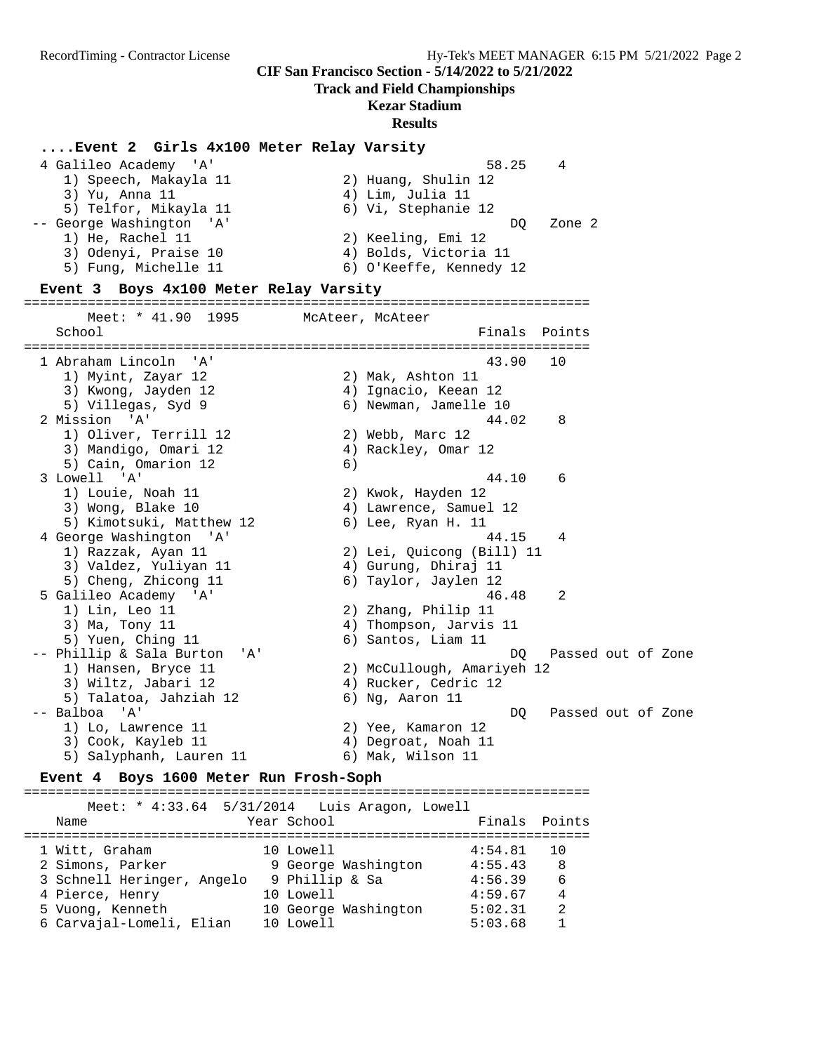CIF San Francisco Section - 5/14/2022 to 5/21/2022

**Track and Field Championships**

**Kezar Stadium**

**Results**

### ....Event 2 Girls 4x100 Meter Relay Varsity

| Place | School | Finals | Points |
|---|---|---|---|
| 4 | Galileo Academy 'A' | 58.25 | 4 |
| | 1) Speech, Makayla 11; 2) Huang, Shulin 12; 3) Yu, Anna 11; 4) Lim, Julia 11; 5) Telfor, Mikayla 11; 6) Vi, Stephanie 12 | | |
| -- | George Washington 'A' | DQ | Zone 2 |
| | 1) He, Rachel 11; 2) Keeling, Emi 12; 3) Odenyi, Praise 10; 4) Bolds, Victoria 11; 5) Fung, Michelle 11; 6) O'Keeffe, Kennedy 12 | | |

### Event 3 Boys 4x100 Meter Relay Varsity

Meet: * 41.90 1995 McAteer, McAteer

| Place | School | Finals | Points |
|---|---|---|---|
| 1 | Abraham Lincoln 'A' | 43.90 | 10 |
| | 1) Myint, Zayar 12; 2) Mak, Ashton 11; 3) Kwong, Jayden 12; 4) Ignacio, Keean 12; 5) Villegas, Syd 9; 6) Newman, Jamelle 10 | | |
| 2 | Mission 'A' | 44.02 | 8 |
| | 1) Oliver, Terrill 12; 2) Webb, Marc 12; 3) Mandigo, Omari 12; 4) Rackley, Omar 12; 5) Cain, Omarion 12; 6) | | |
| 3 | Lowell 'A' | 44.10 | 6 |
| | 1) Louie, Noah 11; 2) Kwok, Hayden 12; 3) Wong, Blake 10; 4) Lawrence, Samuel 12; 5) Kimotsuki, Matthew 12; 6) Lee, Ryan H. 11 | | |
| 4 | George Washington 'A' | 44.15 | 4 |
| | 1) Razzak, Ayan 11; 2) Lei, Quicong (Bill) 11; 3) Valdez, Yuliyan 11; 4) Gurung, Dhiraj 11; 5) Cheng, Zhicong 11; 6) Taylor, Jaylen 12 | | |
| 5 | Galileo Academy 'A' | 46.48 | 2 |
| | 1) Lin, Leo 11; 2) Zhang, Philip 11; 3) Ma, Tony 11; 4) Thompson, Jarvis 11; 5) Yuen, Ching 11; 6) Santos, Liam 11 | | |
| -- | Phillip & Sala Burton 'A' | DQ | Passed out of Zone |
| | 1) Hansen, Bryce 11; 2) McCullough, Amariyeh 12; 3) Wiltz, Jabari 12; 4) Rucker, Cedric 12; 5) Talatoa, Jahziah 12; 6) Ng, Aaron 11 | | |
| -- | Balboa 'A' | DQ | Passed out of Zone |
| | 1) Lo, Lawrence 11; 2) Yee, Kamaron 12; 3) Cook, Kayleb 11; 4) Degroat, Noah 11; 5) Salyphanh, Lauren 11; 6) Mak, Wilson 11 | | |

### Event 4 Boys 1600 Meter Run Frosh-Soph

Meet: * 4:33.64 5/31/2014 Luis Aragon, Lowell

| Place | Name | Year | School | Finals | Points |
|---|---|---|---|---|---|
| 1 | Witt, Graham | 10 | Lowell | 4:54.81 | 10 |
| 2 | Simons, Parker | 9 | George Washington | 4:55.43 | 8 |
| 3 | Schnell Heringer, Angelo | 9 | Phillip & Sa | 4:56.39 | 6 |
| 4 | Pierce, Henry | 10 | Lowell | 4:59.67 | 4 |
| 5 | Vuong, Kenneth | 10 | George Washington | 5:02.31 | 2 |
| 6 | Carvajal-Lomeli, Elian | 10 | Lowell | 5:03.68 | 1 |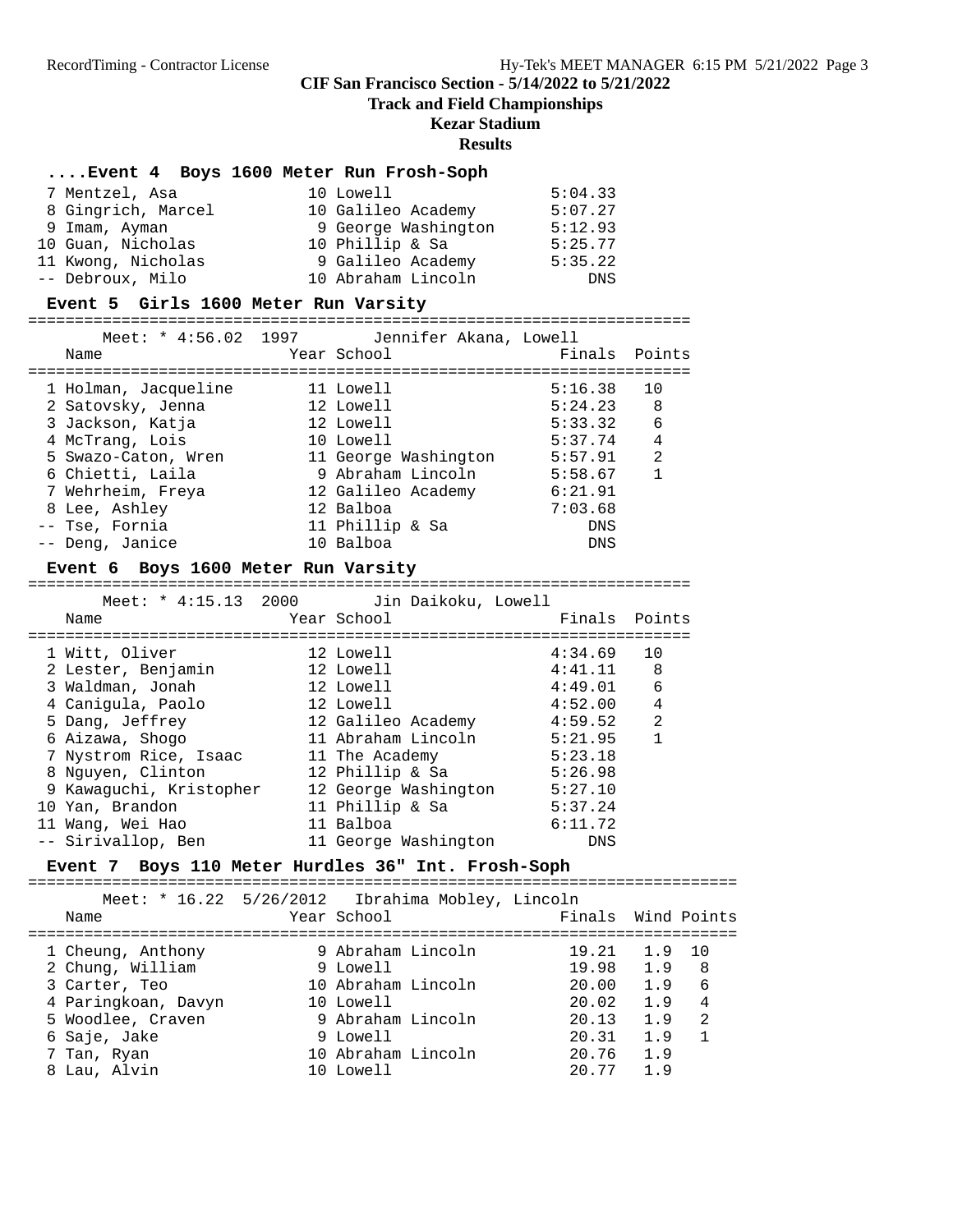## ....Event 4 Boys 1600 Meter Run Frosh-Soph

| Place | Name | Year | School | Finals |
|---|---|---|---|---|
| 7 | Mentzel, Asa | 10 | Lowell | 5:04.33 |
| 8 | Gingrich, Marcel | 10 | Galileo Academy | 5:07.27 |
| 9 | Imam, Ayman | 9 | George Washington | 5:12.93 |
| 10 | Guan, Nicholas | 10 | Phillip & Sa | 5:25.77 |
| 11 | Kwong, Nicholas | 9 | Galileo Academy | 5:35.22 |
| -- | Debroux, Milo | 10 | Abraham Lincoln | DNS |

## Event 5 Girls 1600 Meter Run Varsity

Meet: * 4:56.02 1997 Jennifer Akana, Lowell

| Place | Name | Year | School | Finals | Points |
|---|---|---|---|---|---|
| 1 | Holman, Jacqueline | 11 | Lowell | 5:16.38 | 10 |
| 2 | Satovsky, Jenna | 12 | Lowell | 5:24.23 | 8 |
| 3 | Jackson, Katja | 12 | Lowell | 5:33.32 | 6 |
| 4 | McTrang, Lois | 10 | Lowell | 5:37.74 | 4 |
| 5 | Swazo-Caton, Wren | 11 | George Washington | 5:57.91 | 2 |
| 6 | Chietti, Laila | 9 | Abraham Lincoln | 5:58.67 | 1 |
| 7 | Wehrheim, Freya | 12 | Galileo Academy | 6:21.91 | |
| 8 | Lee, Ashley | 12 | Balboa | 7:03.68 | |
| -- | Tse, Fornia | 11 | Phillip & Sa | DNS | |
| -- | Deng, Janice | 10 | Balboa | DNS | |

## Event 6 Boys 1600 Meter Run Varsity

Meet: * 4:15.13 2000 Jin Daikoku, Lowell

| Place | Name | Year | School | Finals | Points |
|---|---|---|---|---|---|
| 1 | Witt, Oliver | 12 | Lowell | 4:34.69 | 10 |
| 2 | Lester, Benjamin | 12 | Lowell | 4:41.11 | 8 |
| 3 | Waldman, Jonah | 12 | Lowell | 4:49.01 | 6 |
| 4 | Canigula, Paolo | 12 | Lowell | 4:52.00 | 4 |
| 5 | Dang, Jeffrey | 12 | Galileo Academy | 4:59.52 | 2 |
| 6 | Aizawa, Shogo | 11 | Abraham Lincoln | 5:21.95 | 1 |
| 7 | Nystrom Rice, Isaac | 11 | The Academy | 5:23.18 | |
| 8 | Nguyen, Clinton | 12 | Phillip & Sa | 5:26.98 | |
| 9 | Kawaguchi, Kristopher | 12 | George Washington | 5:27.10 | |
| 10 | Yan, Brandon | 11 | Phillip & Sa | 5:37.24 | |
| 11 | Wang, Wei Hao | 11 | Balboa | 6:11.72 | |
| -- | Sirivallop, Ben | 11 | George Washington | DNS | |

## Event 7 Boys 110 Meter Hurdles 36" Int. Frosh-Soph

Meet: * 16.22 5/26/2012 Ibrahima Mobley, Lincoln

| Place | Name | Year | School | Finals | Wind | Points |
|---|---|---|---|---|---|---|
| 1 | Cheung, Anthony | 9 | Abraham Lincoln | 19.21 | 1.9 | 10 |
| 2 | Chung, William | 9 | Lowell | 19.98 | 1.9 | 8 |
| 3 | Carter, Teo | 10 | Abraham Lincoln | 20.00 | 1.9 | 6 |
| 4 | Paringkoan, Davyn | 10 | Lowell | 20.02 | 1.9 | 4 |
| 5 | Woodlee, Craven | 9 | Abraham Lincoln | 20.13 | 1.9 | 2 |
| 6 | Saje, Jake | 9 | Lowell | 20.31 | 1.9 | 1 |
| 7 | Tan, Ryan | 10 | Abraham Lincoln | 20.76 | 1.9 | |
| 8 | Lau, Alvin | 10 | Lowell | 20.77 | 1.9 | |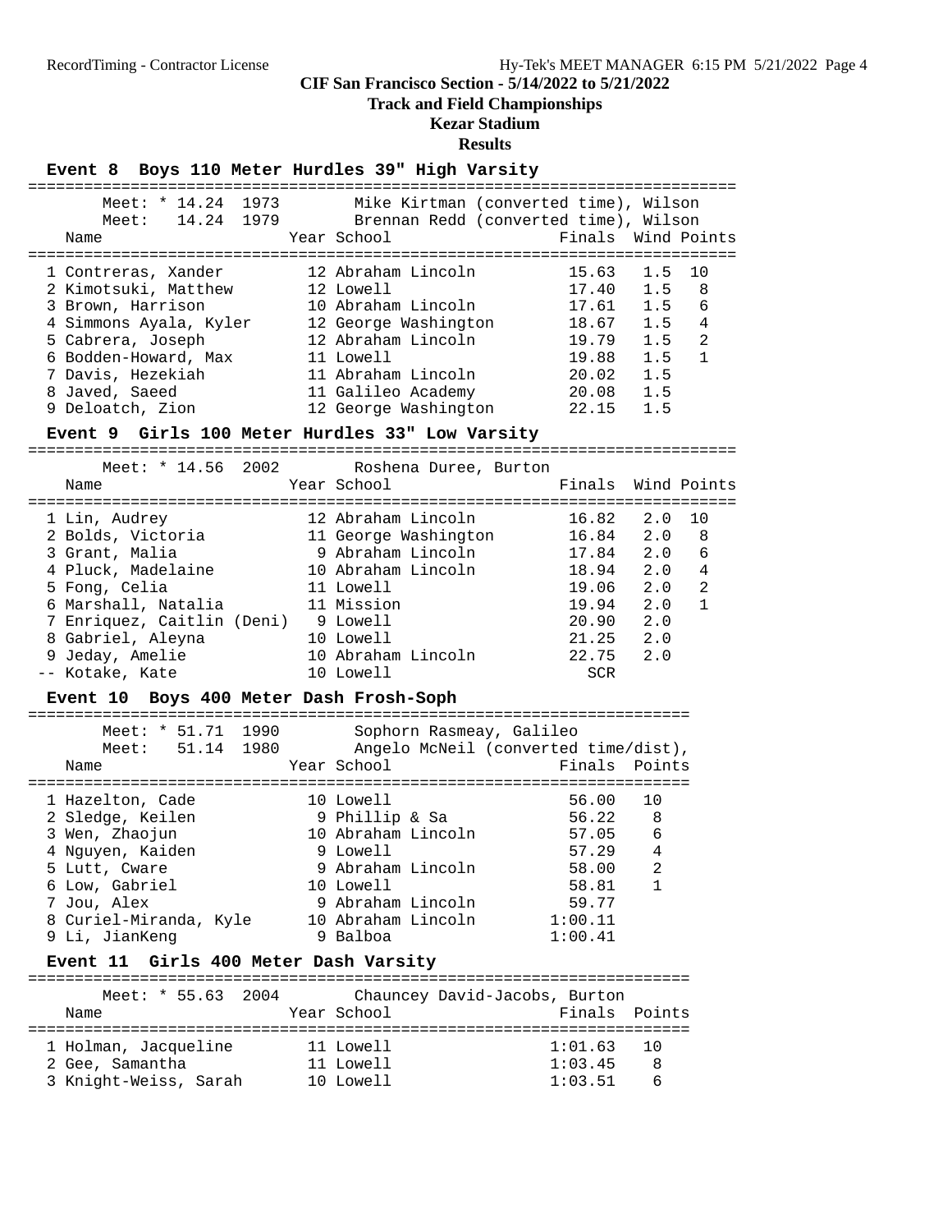# CIF San Francisco Section - 5/14/2022 to 5/21/2022

## Track and Field Championships

## Kezar Stadium

## Results

### Event 8 Boys 110 Meter Hurdles 39" High Varsity

Meet: * 14.24 1973 Mike Kirtman (converted time), Wilson
Meet: 14.24 1979 Brennan Redd (converted time), Wilson

| | Name | Year | School | Finals | Wind | Points |
|---|---|---|---|---|---|---|
| 1 | Contreras, Xander | 12 | Abraham Lincoln | 15.63 | 1.5 | 10 |
| 2 | Kimotsuki, Matthew | 12 | Lowell | 17.40 | 1.5 | 8 |
| 3 | Brown, Harrison | 10 | Abraham Lincoln | 17.61 | 1.5 | 6 |
| 4 | Simmons Ayala, Kyler | 12 | George Washington | 18.67 | 1.5 | 4 |
| 5 | Cabrera, Joseph | 12 | Abraham Lincoln | 19.79 | 1.5 | 2 |
| 6 | Bodden-Howard, Max | 11 | Lowell | 19.88 | 1.5 | 1 |
| 7 | Davis, Hezekiah | 11 | Abraham Lincoln | 20.02 | 1.5 | |
| 8 | Javed, Saeed | 11 | Galileo Academy | 20.08 | 1.5 | |
| 9 | Deloatch, Zion | 12 | George Washington | 22.15 | 1.5 | |

### Event 9 Girls 100 Meter Hurdles 33" Low Varsity

Meet: * 14.56 2002 Roshena Duree, Burton

| | Name | Year | School | Finals | Wind | Points |
|---|---|---|---|---|---|---|
| 1 | Lin, Audrey | 12 | Abraham Lincoln | 16.82 | 2.0 | 10 |
| 2 | Bolds, Victoria | 11 | George Washington | 16.84 | 2.0 | 8 |
| 3 | Grant, Malia | 9 | Abraham Lincoln | 17.84 | 2.0 | 6 |
| 4 | Pluck, Madelaine | 10 | Abraham Lincoln | 18.94 | 2.0 | 4 |
| 5 | Fong, Celia | 11 | Lowell | 19.06 | 2.0 | 2 |
| 6 | Marshall, Natalia | 11 | Mission | 19.94 | 2.0 | 1 |
| 7 | Enriquez, Caitlin (Deni) | 9 | Lowell | 20.90 | 2.0 | |
| 8 | Gabriel, Aleyna | 10 | Lowell | 21.25 | 2.0 | |
| 9 | Jeday, Amelie | 10 | Abraham Lincoln | 22.75 | 2.0 | |
| -- | Kotake, Kate | 10 | Lowell | SCR | | |

### Event 10 Boys 400 Meter Dash Frosh-Soph

Meet: * 51.71 1990 Sophorn Rasmeay, Galileo
Meet: 51.14 1980 Angelo McNeil (converted time/dist),

| | Name | Year | School | Finals | Points |
|---|---|---|---|---|---|
| 1 | Hazelton, Cade | 10 | Lowell | 56.00 | 10 |
| 2 | Sledge, Keilen | 9 | Phillip & Sa | 56.22 | 8 |
| 3 | Wen, Zhaojun | 10 | Abraham Lincoln | 57.05 | 6 |
| 4 | Nguyen, Kaiden | 9 | Lowell | 57.29 | 4 |
| 5 | Lutt, Cware | 9 | Abraham Lincoln | 58.00 | 2 |
| 6 | Low, Gabriel | 10 | Lowell | 58.81 | 1 |
| 7 | Jou, Alex | 9 | Abraham Lincoln | 59.77 | |
| 8 | Curiel-Miranda, Kyle | 10 | Abraham Lincoln | 1:00.11 | |
| 9 | Li, JianKeng | 9 | Balboa | 1:00.41 | |

### Event 11 Girls 400 Meter Dash Varsity

Meet: * 55.63 2004 Chauncey David-Jacobs, Burton

| | Name | Year | School | Finals | Points |
|---|---|---|---|---|---|
| 1 | Holman, Jacqueline | 11 | Lowell | 1:01.63 | 10 |
| 2 | Gee, Samantha | 11 | Lowell | 1:03.45 | 8 |
| 3 | Knight-Weiss, Sarah | 10 | Lowell | 1:03.51 | 6 |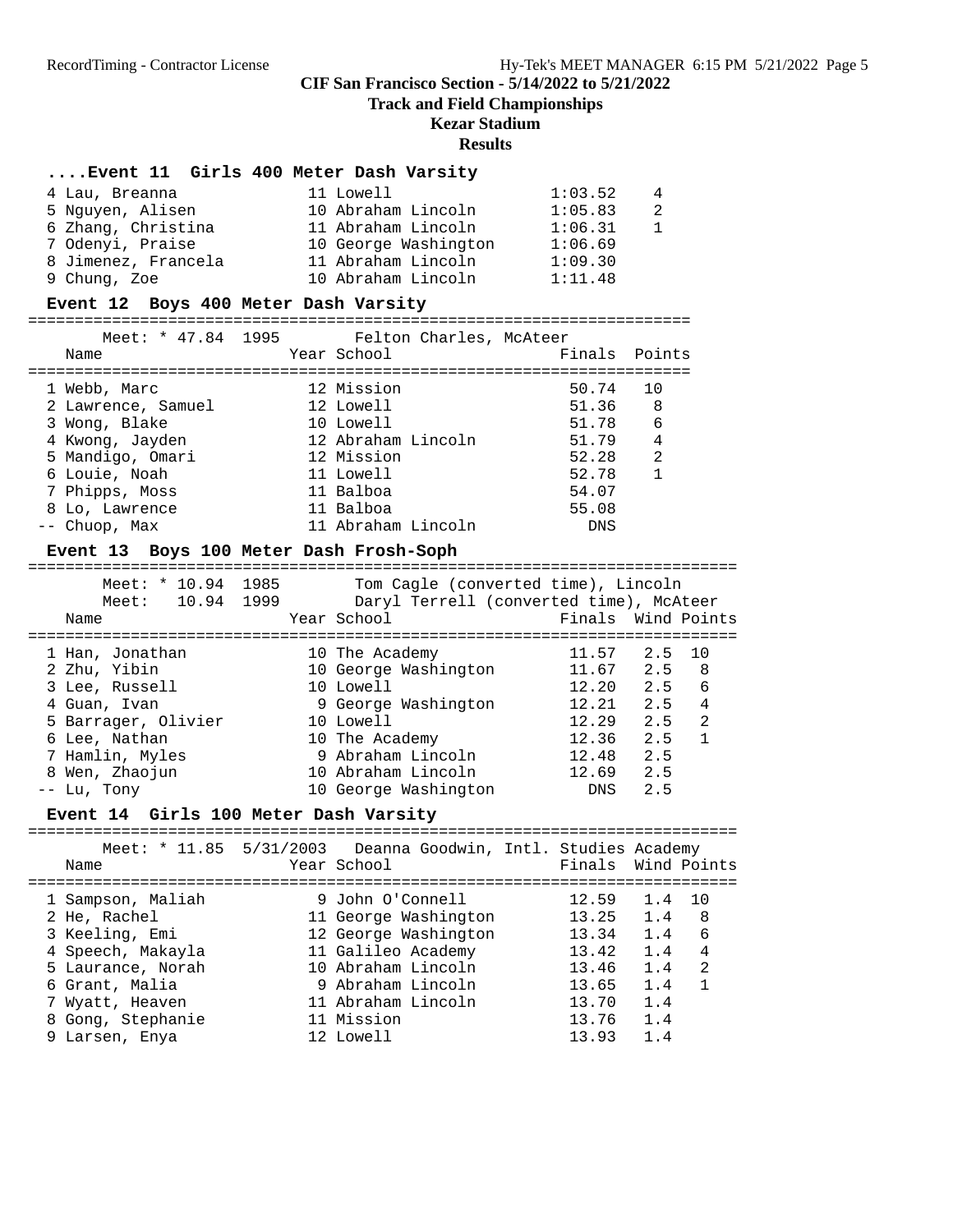## CIF San Francisco Section - 5/14/2022 to 5/21/2022
## Track and Field Championships
## Kezar Stadium
## Results

### ....Event 11 Girls 400 Meter Dash Varsity

| Place | Name | Year | School | Finals | Points |
|---|---|---|---|---|---|
| 4 | Lau, Breanna | 11 | Lowell | 1:03.52 | 4 |
| 5 | Nguyen, Alisen | 10 | Abraham Lincoln | 1:05.83 | 2 |
| 6 | Zhang, Christina | 11 | Abraham Lincoln | 1:06.31 | 1 |
| 7 | Odenyi, Praise | 10 | George Washington | 1:06.69 | |
| 8 | Jimenez, Francela | 11 | Abraham Lincoln | 1:09.30 | |
| 9 | Chung, Zoe | 10 | Abraham Lincoln | 1:11.48 | |

### Event 12 Boys 400 Meter Dash Varsity

Meet: * 47.84 1995 Felton Charles, McAteer

| Place | Name | Year | School | Finals | Points |
|---|---|---|---|---|---|
| 1 | Webb, Marc | 12 | Mission | 50.74 | 10 |
| 2 | Lawrence, Samuel | 12 | Lowell | 51.36 | 8 |
| 3 | Wong, Blake | 10 | Lowell | 51.78 | 6 |
| 4 | Kwong, Jayden | 12 | Abraham Lincoln | 51.79 | 4 |
| 5 | Mandigo, Omari | 12 | Mission | 52.28 | 2 |
| 6 | Louie, Noah | 11 | Lowell | 52.78 | 1 |
| 7 | Phipps, Moss | 11 | Balboa | 54.07 | |
| 8 | Lo, Lawrence | 11 | Balboa | 55.08 | |
| -- | Chuop, Max | 11 | Abraham Lincoln | DNS | |

### Event 13 Boys 100 Meter Dash Frosh-Soph

Meet: * 10.94 1985 Tom Cagle (converted time), Lincoln
Meet: 10.94 1999 Daryl Terrell (converted time), McAteer

| Place | Name | Year | School | Finals | Wind | Points |
|---|---|---|---|---|---|---|
| 1 | Han, Jonathan | 10 | The Academy | 11.57 | 2.5 | 10 |
| 2 | Zhu, Yibin | 10 | George Washington | 11.67 | 2.5 | 8 |
| 3 | Lee, Russell | 10 | Lowell | 12.20 | 2.5 | 6 |
| 4 | Guan, Ivan | 9 | George Washington | 12.21 | 2.5 | 4 |
| 5 | Barrager, Olivier | 10 | Lowell | 12.29 | 2.5 | 2 |
| 6 | Lee, Nathan | 10 | The Academy | 12.36 | 2.5 | 1 |
| 7 | Hamlin, Myles | 9 | Abraham Lincoln | 12.48 | 2.5 | |
| 8 | Wen, Zhaojun | 10 | Abraham Lincoln | 12.69 | 2.5 | |
| -- | Lu, Tony | 10 | George Washington | DNS | 2.5 | |

### Event 14 Girls 100 Meter Dash Varsity

Meet: * 11.85 5/31/2003 Deanna Goodwin, Intl. Studies Academy

| Place | Name | Year | School | Finals | Wind | Points |
|---|---|---|---|---|---|---|
| 1 | Sampson, Maliah | 9 | John O'Connell | 12.59 | 1.4 | 10 |
| 2 | He, Rachel | 11 | George Washington | 13.25 | 1.4 | 8 |
| 3 | Keeling, Emi | 12 | George Washington | 13.34 | 1.4 | 6 |
| 4 | Speech, Makayla | 11 | Galileo Academy | 13.42 | 1.4 | 4 |
| 5 | Laurance, Norah | 10 | Abraham Lincoln | 13.46 | 1.4 | 2 |
| 6 | Grant, Malia | 9 | Abraham Lincoln | 13.65 | 1.4 | 1 |
| 7 | Wyatt, Heaven | 11 | Abraham Lincoln | 13.70 | 1.4 | |
| 8 | Gong, Stephanie | 11 | Mission | 13.76 | 1.4 | |
| 9 | Larsen, Enya | 12 | Lowell | 13.93 | 1.4 | |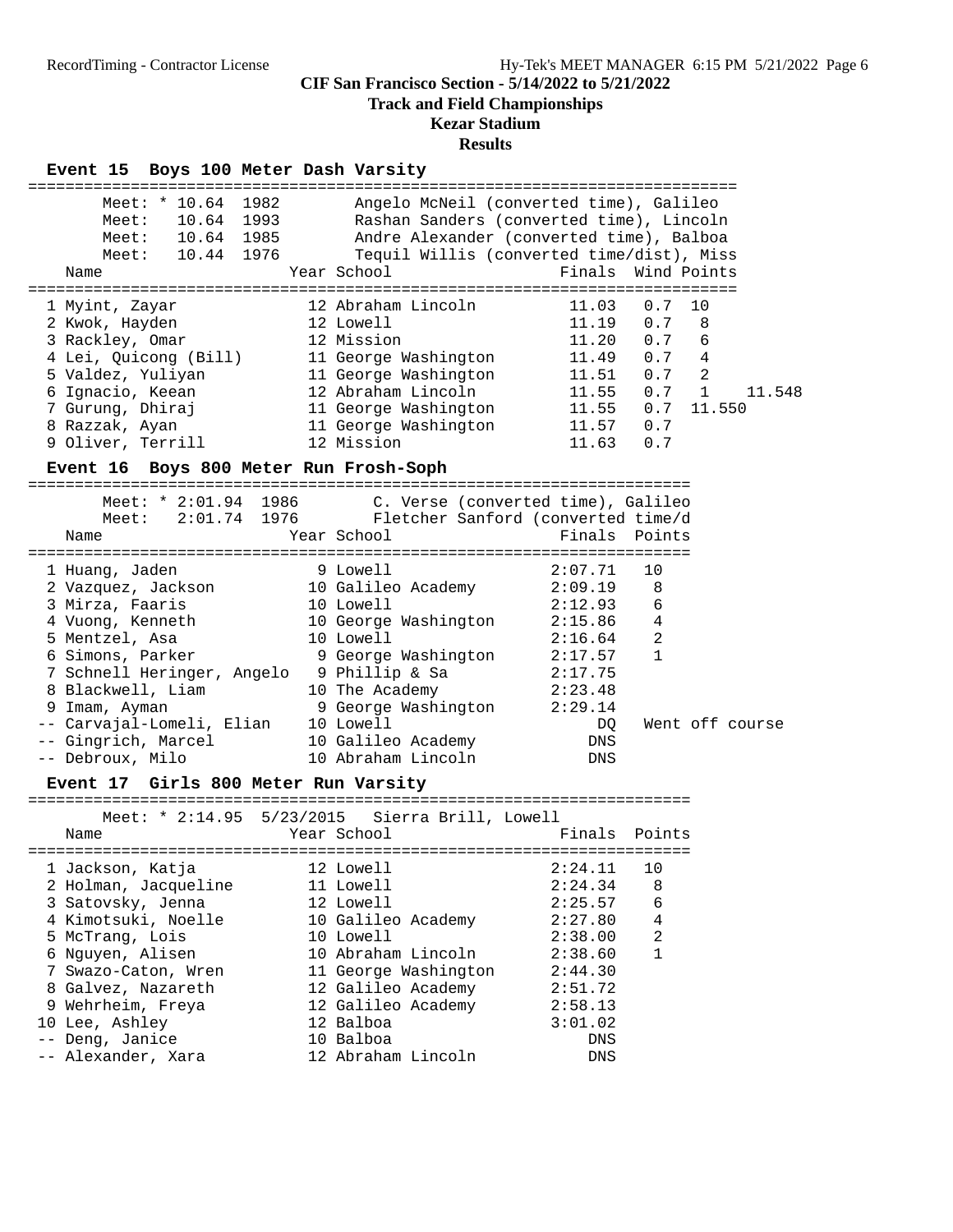CIF San Francisco Section - 5/14/2022 to 5/21/2022

Track and Field Championships

Kezar Stadium

Results

### Event 15 Boys 100 Meter Dash Varsity

Meet: * 10.64 1982 — Angelo McNeil (converted time), Galileo
Meet: 10.64 1993 — Rashan Sanders (converted time), Lincoln
Meet: 10.64 1985 — Andre Alexander (converted time), Balboa
Meet: 10.44 1976 — Tequil Willis (converted time/dist), Miss

| | Name | Year | School | Finals | Wind | Points | |
|---|---|---|---|---|---|---|---|
| 1 | Myint, Zayar | 12 | Abraham Lincoln | 11.03 | 0.7 | 10 | |
| 2 | Kwok, Hayden | 12 | Lowell | 11.19 | 0.7 | 8 | |
| 3 | Rackley, Omar | 12 | Mission | 11.20 | 0.7 | 6 | |
| 4 | Lei, Quicong (Bill) | 11 | George Washington | 11.49 | 0.7 | 4 | |
| 5 | Valdez, Yuliyan | 11 | George Washington | 11.51 | 0.7 | 2 | |
| 6 | Ignacio, Keean | 12 | Abraham Lincoln | 11.55 | 0.7 | 1 | 11.548 |
| 7 | Gurung, Dhiraj | 11 | George Washington | 11.55 | 0.7 | | 11.550 |
| 8 | Razzak, Ayan | 11 | George Washington | 11.57 | 0.7 | | |
| 9 | Oliver, Terrill | 12 | Mission | 11.63 | 0.7 | | |

### Event 16 Boys 800 Meter Run Frosh-Soph

Meet: * 2:01.94 1986 — C. Verse (converted time), Galileo
Meet: 2:01.74 1976 — Fletcher Sanford (converted time/d

| | Name | Year | School | Finals | Points |
|---|---|---|---|---|---|
| 1 | Huang, Jaden | 9 | Lowell | 2:07.71 | 10 |
| 2 | Vazquez, Jackson | 10 | Galileo Academy | 2:09.19 | 8 |
| 3 | Mirza, Faaris | 10 | Lowell | 2:12.93 | 6 |
| 4 | Vuong, Kenneth | 10 | George Washington | 2:15.86 | 4 |
| 5 | Mentzel, Asa | 10 | Lowell | 2:16.64 | 2 |
| 6 | Simons, Parker | 9 | George Washington | 2:17.57 | 1 |
| 7 | Schnell Heringer, Angelo | 9 | Phillip & Sa | 2:17.75 | |
| 8 | Blackwell, Liam | 10 | The Academy | 2:23.48 | |
| 9 | Imam, Ayman | 9 | George Washington | 2:29.14 | |
| -- | Carvajal-Lomeli, Elian | 10 | Lowell | DQ | Went off course |
| -- | Gingrich, Marcel | 10 | Galileo Academy | DNS | |
| -- | Debroux, Milo | 10 | Abraham Lincoln | DNS | |

### Event 17 Girls 800 Meter Run Varsity

Meet: * 2:14.95 5/23/2015 — Sierra Brill, Lowell

| | Name | Year | School | Finals | Points |
|---|---|---|---|---|---|
| 1 | Jackson, Katja | 12 | Lowell | 2:24.11 | 10 |
| 2 | Holman, Jacqueline | 11 | Lowell | 2:24.34 | 8 |
| 3 | Satovsky, Jenna | 12 | Lowell | 2:25.57 | 6 |
| 4 | Kimotsuki, Noelle | 10 | Galileo Academy | 2:27.80 | 4 |
| 5 | McTrang, Lois | 10 | Lowell | 2:38.00 | 2 |
| 6 | Nguyen, Alisen | 10 | Abraham Lincoln | 2:38.60 | 1 |
| 7 | Swazo-Caton, Wren | 11 | George Washington | 2:44.30 | |
| 8 | Galvez, Nazareth | 12 | Galileo Academy | 2:51.72 | |
| 9 | Wehrheim, Freya | 12 | Galileo Academy | 2:58.13 | |
| 10 | Lee, Ashley | 12 | Balboa | 3:01.02 | |
| -- | Deng, Janice | 10 | Balboa | DNS | |
| -- | Alexander, Xara | 12 | Abraham Lincoln | DNS | |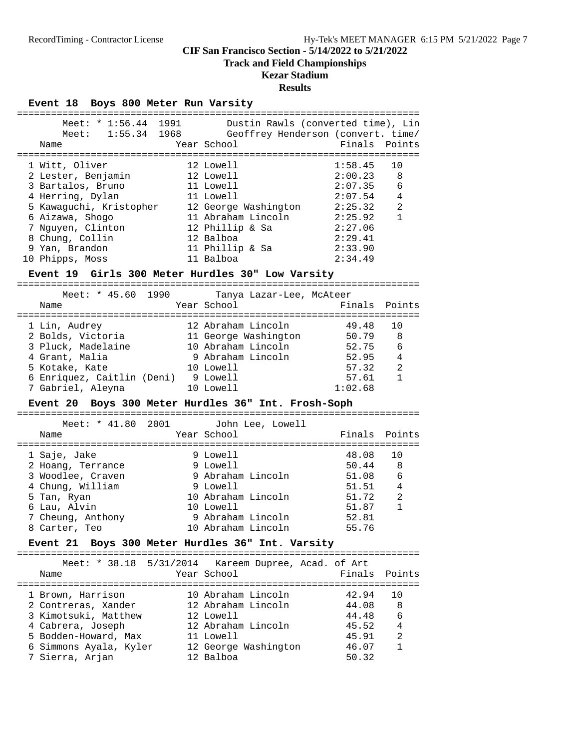CIF San Francisco Section - 5/14/2022 to 5/21/2022

**Track and Field Championships**

**Kezar Stadium**

**Results**

### Event 18 Boys 800 Meter Run Varsity

Meet: * 1:56.44 1991 Dustin Rawls (converted time), Lin

Meet: 1:55.34 1968 Geoffrey Henderson (convert. time/

| Place | Name | Year | School | Finals | Points |
|---|---|---|---|---|---|
| 1 | Witt, Oliver | 12 | Lowell | 1:58.45 | 10 |
| 2 | Lester, Benjamin | 12 | Lowell | 2:00.23 | 8 |
| 3 | Bartalos, Bruno | 11 | Lowell | 2:07.35 | 6 |
| 4 | Herring, Dylan | 11 | Lowell | 2:07.54 | 4 |
| 5 | Kawaguchi, Kristopher | 12 | George Washington | 2:25.32 | 2 |
| 6 | Aizawa, Shogo | 11 | Abraham Lincoln | 2:25.92 | 1 |
| 7 | Nguyen, Clinton | 12 | Phillip & Sa | 2:27.06 | |
| 8 | Chung, Collin | 12 | Balboa | 2:29.41 | |
| 9 | Yan, Brandon | 11 | Phillip & Sa | 2:33.90 | |
| 10 | Phipps, Moss | 11 | Balboa | 2:34.49 | |

### Event 19 Girls 300 Meter Hurdles 30" Low Varsity

Meet: * 45.60 1990 Tanya Lazar-Lee, McAteer

| Place | Name | Year | School | Finals | Points |
|---|---|---|---|---|---|
| 1 | Lin, Audrey | 12 | Abraham Lincoln | 49.48 | 10 |
| 2 | Bolds, Victoria | 11 | George Washington | 50.79 | 8 |
| 3 | Pluck, Madelaine | 10 | Abraham Lincoln | 52.75 | 6 |
| 4 | Grant, Malia | 9 | Abraham Lincoln | 52.95 | 4 |
| 5 | Kotake, Kate | 10 | Lowell | 57.32 | 2 |
| 6 | Enriquez, Caitlin (Deni) | 9 | Lowell | 57.61 | 1 |
| 7 | Gabriel, Aleyna | 10 | Lowell | 1:02.68 | |

### Event 20 Boys 300 Meter Hurdles 36" Int. Frosh-Soph

Meet: * 41.80 2001 John Lee, Lowell

| Place | Name | Year | School | Finals | Points |
|---|---|---|---|---|---|
| 1 | Saje, Jake | 9 | Lowell | 48.08 | 10 |
| 2 | Hoang, Terrance | 9 | Lowell | 50.44 | 8 |
| 3 | Woodlee, Craven | 9 | Abraham Lincoln | 51.08 | 6 |
| 4 | Chung, William | 9 | Lowell | 51.51 | 4 |
| 5 | Tan, Ryan | 10 | Abraham Lincoln | 51.72 | 2 |
| 6 | Lau, Alvin | 10 | Lowell | 51.87 | 1 |
| 7 | Cheung, Anthony | 9 | Abraham Lincoln | 52.81 | |
| 8 | Carter, Teo | 10 | Abraham Lincoln | 55.76 | |

### Event 21 Boys 300 Meter Hurdles 36" Int. Varsity

Meet: * 38.18 5/31/2014 Kareem Dupree, Acad. of Art

| Place | Name | Year | School | Finals | Points |
|---|---|---|---|---|---|
| 1 | Brown, Harrison | 10 | Abraham Lincoln | 42.94 | 10 |
| 2 | Contreras, Xander | 12 | Abraham Lincoln | 44.08 | 8 |
| 3 | Kimotsuki, Matthew | 12 | Lowell | 44.48 | 6 |
| 4 | Cabrera, Joseph | 12 | Abraham Lincoln | 45.52 | 4 |
| 5 | Bodden-Howard, Max | 11 | Lowell | 45.91 | 2 |
| 6 | Simmons Ayala, Kyler | 12 | George Washington | 46.07 | 1 |
| 7 | Sierra, Arjan | 12 | Balboa | 50.32 | |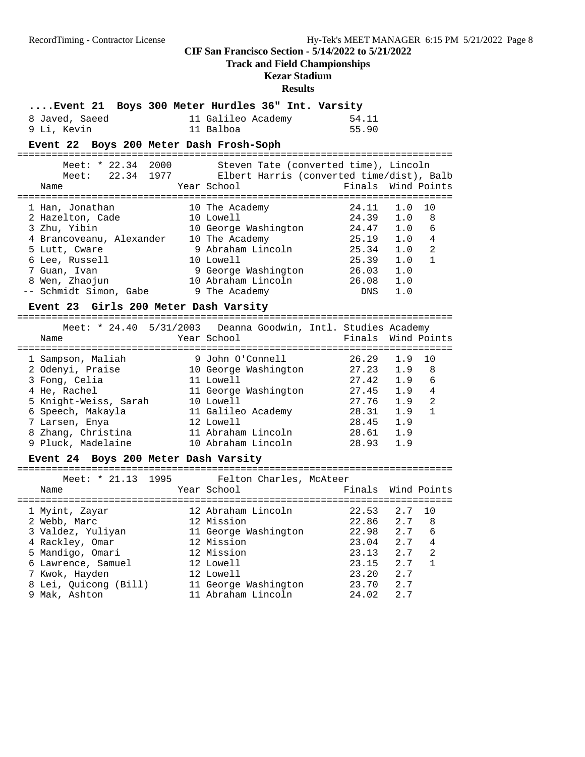## CIF San Francisco Section - 5/14/2022 to 5/21/2022
### Track and Field Championships
### Kezar Stadium
### Results

#### ....Event 21 Boys 300 Meter Hurdles 36" Int. Varsity

| Place | Name | Year | School | Finals |
|---|---|---|---|---|
| 8 | Javed, Saeed | 11 | Galileo Academy | 54.11 |
| 9 | Li, Kevin | 11 | Balboa | 55.90 |

#### Event 22 Boys 200 Meter Dash Frosh-Soph

Meet: * 22.34 2000 Steven Tate (converted time), Lincoln
Meet: 22.34 1977 Elbert Harris (converted time/dist), Balb

| Place | Name | Year | School | Finals | Wind | Points |
|---|---|---|---|---|---|---|
| 1 | Han, Jonathan | 10 | The Academy | 24.11 | 1.0 | 10 |
| 2 | Hazelton, Cade | 10 | Lowell | 24.39 | 1.0 | 8 |
| 3 | Zhu, Yibin | 10 | George Washington | 24.47 | 1.0 | 6 |
| 4 | Brancoveanu, Alexander | 10 | The Academy | 25.19 | 1.0 | 4 |
| 5 | Lutt, Cware | 9 | Abraham Lincoln | 25.34 | 1.0 | 2 |
| 6 | Lee, Russell | 10 | Lowell | 25.39 | 1.0 | 1 |
| 7 | Guan, Ivan | 9 | George Washington | 26.03 | 1.0 | |
| 8 | Wen, Zhaojun | 10 | Abraham Lincoln | 26.08 | 1.0 | |
| -- | Schmidt Simon, Gabe | 9 | The Academy | DNS | 1.0 | |

#### Event 23 Girls 200 Meter Dash Varsity

Meet: * 24.40 5/31/2003 Deanna Goodwin, Intl. Studies Academy

| Place | Name | Year | School | Finals | Wind | Points |
|---|---|---|---|---|---|---|
| 1 | Sampson, Maliah | 9 | John O'Connell | 26.29 | 1.9 | 10 |
| 2 | Odenyi, Praise | 10 | George Washington | 27.23 | 1.9 | 8 |
| 3 | Fong, Celia | 11 | Lowell | 27.42 | 1.9 | 6 |
| 4 | He, Rachel | 11 | George Washington | 27.45 | 1.9 | 4 |
| 5 | Knight-Weiss, Sarah | 10 | Lowell | 27.76 | 1.9 | 2 |
| 6 | Speech, Makayla | 11 | Galileo Academy | 28.31 | 1.9 | 1 |
| 7 | Larsen, Enya | 12 | Lowell | 28.45 | 1.9 | |
| 8 | Zhang, Christina | 11 | Abraham Lincoln | 28.61 | 1.9 | |
| 9 | Pluck, Madelaine | 10 | Abraham Lincoln | 28.93 | 1.9 | |

#### Event 24 Boys 200 Meter Dash Varsity

Meet: * 21.13 1995 Felton Charles, McAteer

| Place | Name | Year | School | Finals | Wind | Points |
|---|---|---|---|---|---|---|
| 1 | Myint, Zayar | 12 | Abraham Lincoln | 22.53 | 2.7 | 10 |
| 2 | Webb, Marc | 12 | Mission | 22.86 | 2.7 | 8 |
| 3 | Valdez, Yuliyan | 11 | George Washington | 22.98 | 2.7 | 6 |
| 4 | Rackley, Omar | 12 | Mission | 23.04 | 2.7 | 4 |
| 5 | Mandigo, Omari | 12 | Mission | 23.13 | 2.7 | 2 |
| 6 | Lawrence, Samuel | 12 | Lowell | 23.15 | 2.7 | 1 |
| 7 | Kwok, Hayden | 12 | Lowell | 23.20 | 2.7 | |
| 8 | Lei, Quicong (Bill) | 11 | George Washington | 23.70 | 2.7 | |
| 9 | Mak, Ashton | 11 | Abraham Lincoln | 24.02 | 2.7 | |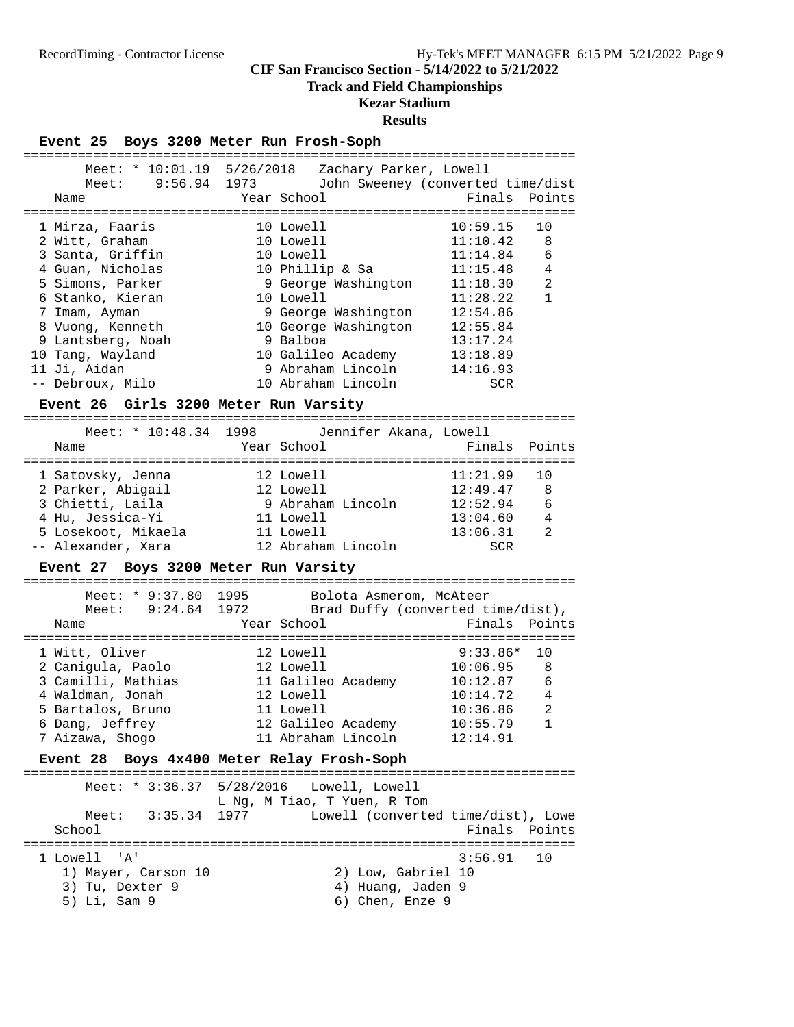**CIF San Francisco Section - 5/14/2022 to 5/21/2022**
**Track and Field Championships**
**Kezar Stadium**
**Results**

### Event 25 Boys 3200 Meter Run Frosh-Soph

Meet: * 10:01.19 5/26/2018 Zachary Parker, Lowell
Meet: 9:56.94 1973 John Sweeney (converted time/dist

| | Name | Year | School | Finals | Points |
|---|---|---|---|---|---|
| 1 | Mirza, Faaris | 10 | Lowell | 10:59.15 | 10 |
| 2 | Witt, Graham | 10 | Lowell | 11:10.42 | 8 |
| 3 | Santa, Griffin | 10 | Lowell | 11:14.84 | 6 |
| 4 | Guan, Nicholas | 10 | Phillip & Sa | 11:15.48 | 4 |
| 5 | Simons, Parker | 9 | George Washington | 11:18.30 | 2 |
| 6 | Stanko, Kieran | 10 | Lowell | 11:28.22 | 1 |
| 7 | Imam, Ayman | 9 | George Washington | 12:54.86 | |
| 8 | Vuong, Kenneth | 10 | George Washington | 12:55.84 | |
| 9 | Lantsberg, Noah | 9 | Balboa | 13:17.24 | |
| 10 | Tang, Wayland | 10 | Galileo Academy | 13:18.89 | |
| 11 | Ji, Aidan | 9 | Abraham Lincoln | 14:16.93 | |
| -- | Debroux, Milo | 10 | Abraham Lincoln | SCR | |

### Event 26 Girls 3200 Meter Run Varsity

Meet: * 10:48.34 1998 Jennifer Akana, Lowell

| | Name | Year | School | Finals | Points |
|---|---|---|---|---|---|
| 1 | Satovsky, Jenna | 12 | Lowell | 11:21.99 | 10 |
| 2 | Parker, Abigail | 12 | Lowell | 12:49.47 | 8 |
| 3 | Chietti, Laila | 9 | Abraham Lincoln | 12:52.94 | 6 |
| 4 | Hu, Jessica-Yi | 11 | Lowell | 13:04.60 | 4 |
| 5 | Losekoot, Mikaela | 11 | Lowell | 13:06.31 | 2 |
| -- | Alexander, Xara | 12 | Abraham Lincoln | SCR | |

### Event 27 Boys 3200 Meter Run Varsity

Meet: * 9:37.80 1995 Bolota Asmerom, McAteer
Meet: 9:24.64 1972 Brad Duffy (converted time/dist),

| | Name | Year | School | Finals | Points |
|---|---|---|---|---|---|
| 1 | Witt, Oliver | 12 | Lowell | 9:33.86* | 10 |
| 2 | Canigula, Paolo | 12 | Lowell | 10:06.95 | 8 |
| 3 | Camilli, Mathias | 11 | Galileo Academy | 10:12.87 | 6 |
| 4 | Waldman, Jonah | 12 | Lowell | 10:14.72 | 4 |
| 5 | Bartalos, Bruno | 11 | Lowell | 10:36.86 | 2 |
| 6 | Dang, Jeffrey | 12 | Galileo Academy | 10:55.79 | 1 |
| 7 | Aizawa, Shogo | 11 | Abraham Lincoln | 12:14.91 | |

### Event 28 Boys 4x400 Meter Relay Frosh-Soph

Meet: * 3:36.37 5/28/2016 Lowell, Lowell
L Ng, M Tiao, T Yuen, R Tom
Meet: 3:35.34 1977 Lowell (converted time/dist), Lowe

| | School | Finals | Points |
|---|---|---|---|
| 1 | Lowell 'A' | 3:56.91 | 10 |

1) Mayer, Carson 10
2) Low, Gabriel 10
3) Tu, Dexter 9
4) Huang, Jaden 9
5) Li, Sam 9
6) Chen, Enze 9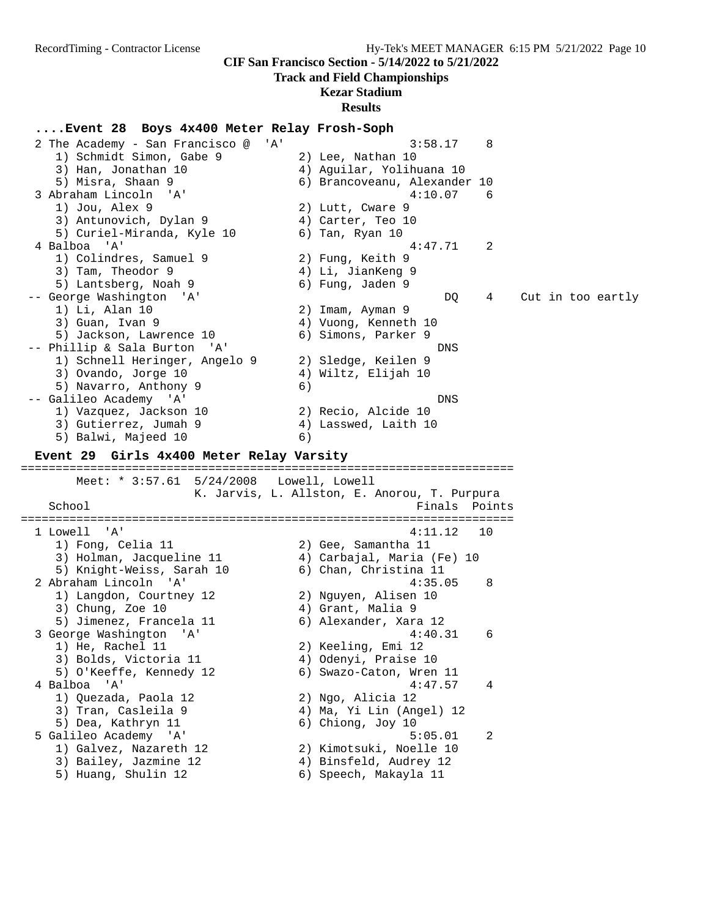CIF San Francisco Section - 5/14/2022 to 5/21/2022

**Track and Field Championships**

**Kezar Stadium**

**Results**

### ....Event 28 Boys 4x400 Meter Relay Frosh-Soph

```
 2 The Academy - San Francisco @  'A'                 3:58.17    8
    1) Schmidt Simon, Gabe 9          2) Lee, Nathan 10
    3) Han, Jonathan 10               4) Aguilar, Yolihuana 10
    5) Misra, Shaan 9                 6) Brancoveanu, Alexander 10
 3 Abraham Lincoln  'A'                               4:10.07    6
    1) Jou, Alex 9                    2) Lutt, Cware 9
    3) Antunovich, Dylan 9            4) Carter, Teo 10
    5) Curiel-Miranda, Kyle 10        6) Tan, Ryan 10
 4 Balboa  'A'                                        4:47.71    2
    1) Colindres, Samuel 9            2) Fung, Keith 9
    3) Tam, Theodor 9                 4) Li, JianKeng 9
    5) Lantsberg, Noah 9              6) Fung, Jaden 9
 -- George Washington  'A'                                 DQ    4    Cut in too eartly
    1) Li, Alan 10                    2) Imam, Ayman 9
    3) Guan, Ivan 9                   4) Vuong, Kenneth 10
    5) Jackson, Lawrence 10           6) Simons, Parker 9
 -- Phillip & Sala Burton  'A'                            DNS
    1) Schnell Heringer, Angelo 9     2) Sledge, Keilen 9
    3) Ovando, Jorge 10               4) Wiltz, Elijah 10
    5) Navarro, Anthony 9             6)
 -- Galileo Academy  'A'                                  DNS
    1) Vazquez, Jackson 10            2) Recio, Alcide 10
    3) Gutierrez, Jumah 9             4) Lasswed, Laith 10
    5) Balwi, Majeed 10               6)
```

### Event 29 Girls 4x400 Meter Relay Varsity

```
=======================================================================
       Meet: * 3:57.61  5/24/2008   Lowell, Lowell
                    K. Jarvis, L. Allston, E. Anorou, T. Purpura
   School                                            Finals  Points
=======================================================================
 1 Lowell  'A'                                        4:11.12   10
    1) Fong, Celia 11                 2) Gee, Samantha 11
    3) Holman, Jacqueline 11          4) Carbajal, Maria (Fe) 10
    5) Knight-Weiss, Sarah 10         6) Chan, Christina 11
 2 Abraham Lincoln  'A'                               4:35.05    8
    1) Langdon, Courtney 12           2) Nguyen, Alisen 10
    3) Chung, Zoe 10                  4) Grant, Malia 9
    5) Jimenez, Francela 11           6) Alexander, Xara 12
 3 George Washington  'A'                             4:40.31    6
    1) He, Rachel 11                  2) Keeling, Emi 12
    3) Bolds, Victoria 11             4) Odenyi, Praise 10
    5) O'Keeffe, Kennedy 12           6) Swazo-Caton, Wren 11
 4 Balboa  'A'                                        4:47.57    4
    1) Quezada, Paola 12              2) Ngo, Alicia 12
    3) Tran, Casleila 9               4) Ma, Yi Lin (Angel) 12
    5) Dea, Kathryn 11                6) Chiong, Joy 10
 5 Galileo Academy  'A'                               5:05.01    2
    1) Galvez, Nazareth 12            2) Kimotsuki, Noelle 10
    3) Bailey, Jazmine 12             4) Binsfeld, Audrey 12
    5) Huang, Shulin 12               6) Speech, Makayla 11
```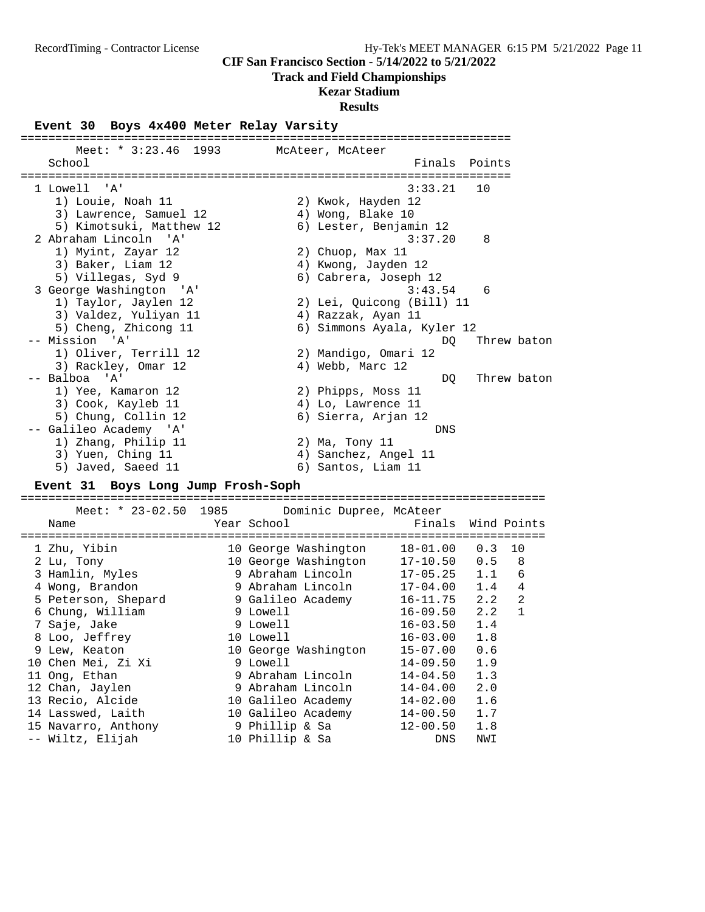**CIF San Francisco Section - 5/14/2022 to 5/21/2022**

**Track and Field Championships**

**Kezar Stadium**

**Results**

### Event 30 Boys 4x400 Meter Relay Varsity

Meet: * 3:23.46 1993 McAteer, McAteer

| Place | School | Finals | Points |
|---|---|---|---|
| 1 | Lowell 'A' | 3:33.21 | 10 |
| | 1) Louie, Noah 11; 2) Kwok, Hayden 12; 3) Lawrence, Samuel 12; 4) Wong, Blake 10; 5) Kimotsuki, Matthew 12; 6) Lester, Benjamin 12 | | |
| 2 | Abraham Lincoln 'A' | 3:37.20 | 8 |
| | 1) Myint, Zayar 12; 2) Chuop, Max 11; 3) Baker, Liam 12; 4) Kwong, Jayden 12; 5) Villegas, Syd 9; 6) Cabrera, Joseph 12 | | |
| 3 | George Washington 'A' | 3:43.54 | 6 |
| | 1) Taylor, Jaylen 12; 2) Lei, Quicong (Bill) 11; 3) Valdez, Yuliyan 11; 4) Razzak, Ayan 11; 5) Cheng, Zhicong 11; 6) Simmons Ayala, Kyler 12 | | |
| -- | Mission 'A' | DQ | Threw baton |
| | 1) Oliver, Terrill 12; 2) Mandigo, Omari 12; 3) Rackley, Omar 12; 4) Webb, Marc 12 | | |
| -- | Balboa 'A' | DQ | Threw baton |
| | 1) Yee, Kamaron 12; 2) Phipps, Moss 11; 3) Cook, Kayleb 11; 4) Lo, Lawrence 11; 5) Chung, Collin 12; 6) Sierra, Arjan 12 | | |
| -- | Galileo Academy 'A' | DNS | |
| | 1) Zhang, Philip 11; 2) Ma, Tony 11; 3) Yuen, Ching 11; 4) Sanchez, Angel 11; 5) Javed, Saeed 11; 6) Santos, Liam 11 | | |

### Event 31 Boys Long Jump Frosh-Soph

Meet: * 23-02.50 1985 Dominic Dupree, McAteer

| Place | Name | Year | School | Finals | Wind | Points |
|---|---|---|---|---|---|---|
| 1 | Zhu, Yibin | 10 | George Washington | 18-01.00 | 0.3 | 10 |
| 2 | Lu, Tony | 10 | George Washington | 17-10.50 | 0.5 | 8 |
| 3 | Hamlin, Myles | 9 | Abraham Lincoln | 17-05.25 | 1.1 | 6 |
| 4 | Wong, Brandon | 9 | Abraham Lincoln | 17-04.00 | 1.4 | 4 |
| 5 | Peterson, Shepard | 9 | Galileo Academy | 16-11.75 | 2.2 | 2 |
| 6 | Chung, William | 9 | Lowell | 16-09.50 | 2.2 | 1 |
| 7 | Saje, Jake | 9 | Lowell | 16-03.50 | 1.4 | |
| 8 | Loo, Jeffrey | 10 | Lowell | 16-03.00 | 1.8 | |
| 9 | Lew, Keaton | 10 | George Washington | 15-07.00 | 0.6 | |
| 10 | Chen Mei, Zi Xi | 9 | Lowell | 14-09.50 | 1.9 | |
| 11 | Ong, Ethan | 9 | Abraham Lincoln | 14-04.50 | 1.3 | |
| 12 | Chan, Jaylen | 9 | Abraham Lincoln | 14-04.00 | 2.0 | |
| 13 | Recio, Alcide | 10 | Galileo Academy | 14-02.00 | 1.6 | |
| 14 | Lasswed, Laith | 10 | Galileo Academy | 14-00.50 | 1.7 | |
| 15 | Navarro, Anthony | 9 | Phillip & Sa | 12-00.50 | 1.8 | |
| -- | Wiltz, Elijah | 10 | Phillip & Sa | DNS | NWI | |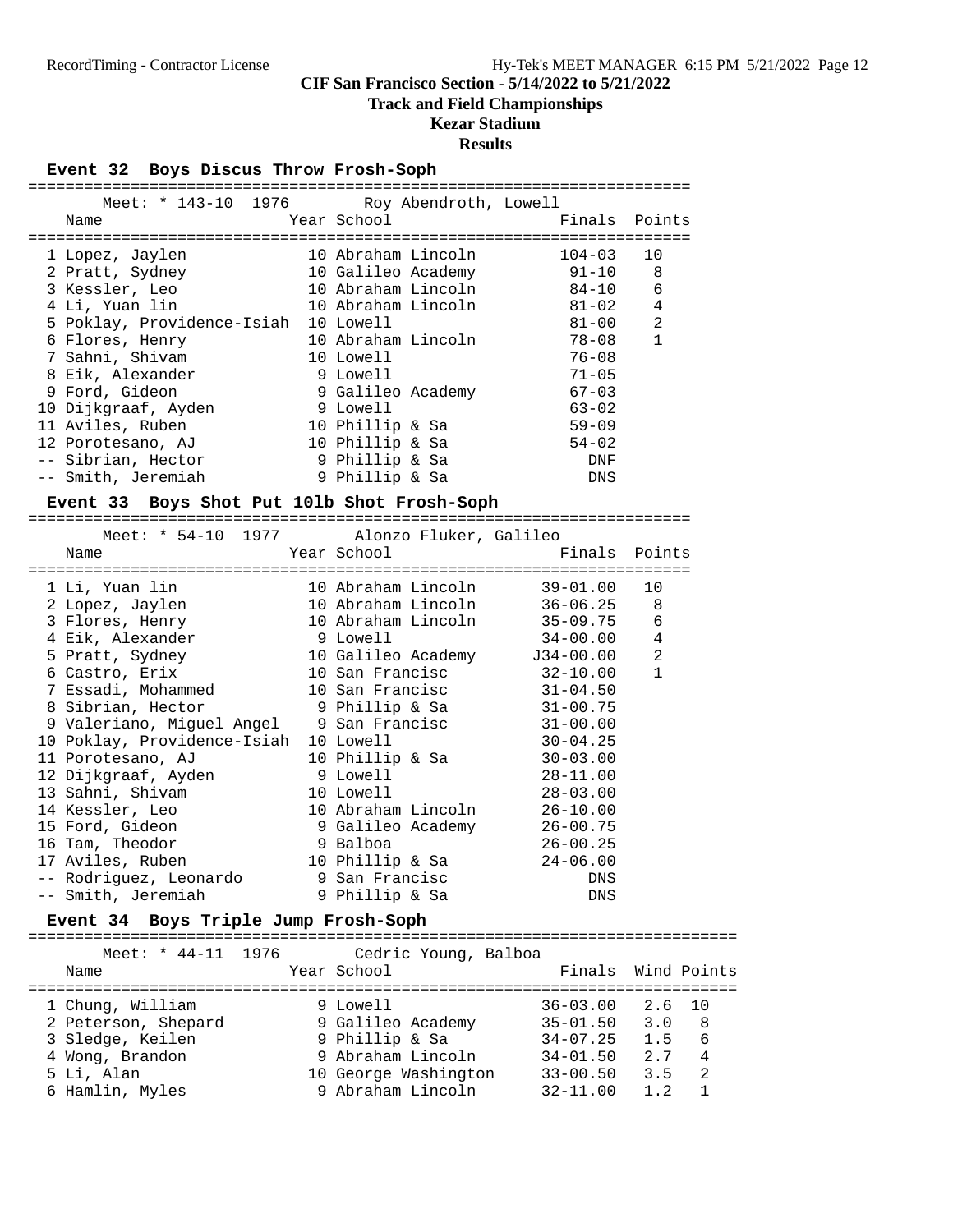# CIF San Francisco Section - 5/14/2022 to 5/21/2022

## Track and Field Championships

## Kezar Stadium

## Results

### Event 32 Boys Discus Throw Frosh-Soph

Meet: * 143-10 1976 Roy Abendroth, Lowell

| Place | Name | Year | School | Finals | Points |
|---|---|---|---|---|---|
| 1 | Lopez, Jaylen | 10 | Abraham Lincoln | 104-03 | 10 |
| 2 | Pratt, Sydney | 10 | Galileo Academy | 91-10 | 8 |
| 3 | Kessler, Leo | 10 | Abraham Lincoln | 84-10 | 6 |
| 4 | Li, Yuan lin | 10 | Abraham Lincoln | 81-02 | 4 |
| 5 | Poklay, Providence-Isiah | 10 | Lowell | 81-00 | 2 |
| 6 | Flores, Henry | 10 | Abraham Lincoln | 78-08 | 1 |
| 7 | Sahni, Shivam | 10 | Lowell | 76-08 | |
| 8 | Eik, Alexander | 9 | Lowell | 71-05 | |
| 9 | Ford, Gideon | 9 | Galileo Academy | 67-03 | |
| 10 | Dijkgraaf, Ayden | 9 | Lowell | 63-02 | |
| 11 | Aviles, Ruben | 10 | Phillip & Sa | 59-09 | |
| 12 | Porotesano, AJ | 10 | Phillip & Sa | 54-02 | |
| -- | Sibrian, Hector | 9 | Phillip & Sa | DNF | |
| -- | Smith, Jeremiah | 9 | Phillip & Sa | DNS | |

### Event 33 Boys Shot Put 10lb Shot Frosh-Soph

Meet: * 54-10 1977 Alonzo Fluker, Galileo

| Place | Name | Year | School | Finals | Points |
|---|---|---|---|---|---|
| 1 | Li, Yuan lin | 10 | Abraham Lincoln | 39-01.00 | 10 |
| 2 | Lopez, Jaylen | 10 | Abraham Lincoln | 36-06.25 | 8 |
| 3 | Flores, Henry | 10 | Abraham Lincoln | 35-09.75 | 6 |
| 4 | Eik, Alexander | 9 | Lowell | 34-00.00 | 4 |
| 5 | Pratt, Sydney | 10 | Galileo Academy | J34-00.00 | 2 |
| 6 | Castro, Erix | 10 | San Francisc | 32-10.00 | 1 |
| 7 | Essadi, Mohammed | 10 | San Francisc | 31-04.50 | |
| 8 | Sibrian, Hector | 9 | Phillip & Sa | 31-00.75 | |
| 9 | Valeriano, Miguel Angel | 9 | San Francisc | 31-00.00 | |
| 10 | Poklay, Providence-Isiah | 10 | Lowell | 30-04.25 | |
| 11 | Porotesano, AJ | 10 | Phillip & Sa | 30-03.00 | |
| 12 | Dijkgraaf, Ayden | 9 | Lowell | 28-11.00 | |
| 13 | Sahni, Shivam | 10 | Lowell | 28-03.00 | |
| 14 | Kessler, Leo | 10 | Abraham Lincoln | 26-10.00 | |
| 15 | Ford, Gideon | 9 | Galileo Academy | 26-00.75 | |
| 16 | Tam, Theodor | 9 | Balboa | 26-00.25 | |
| 17 | Aviles, Ruben | 10 | Phillip & Sa | 24-06.00 | |
| -- | Rodriguez, Leonardo | 9 | San Francisc | DNS | |
| -- | Smith, Jeremiah | 9 | Phillip & Sa | DNS | |

### Event 34 Boys Triple Jump Frosh-Soph

Meet: * 44-11 1976 Cedric Young, Balboa

| Place | Name | Year | School | Finals | Wind | Points |
|---|---|---|---|---|---|---|
| 1 | Chung, William | 9 | Lowell | 36-03.00 | 2.6 | 10 |
| 2 | Peterson, Shepard | 9 | Galileo Academy | 35-01.50 | 3.0 | 8 |
| 3 | Sledge, Keilen | 9 | Phillip & Sa | 34-07.25 | 1.5 | 6 |
| 4 | Wong, Brandon | 9 | Abraham Lincoln | 34-01.50 | 2.7 | 4 |
| 5 | Li, Alan | 10 | George Washington | 33-00.50 | 3.5 | 2 |
| 6 | Hamlin, Myles | 9 | Abraham Lincoln | 32-11.00 | 1.2 | 1 |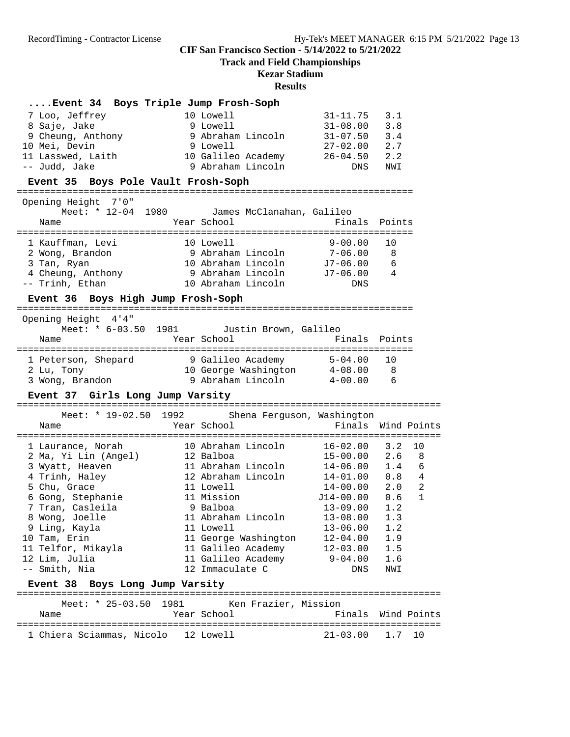## CIF San Francisco Section - 5/14/2022 to 5/21/2022

**Track and Field Championships**

**Kezar Stadium**

**Results**

### ....Event 34 Boys Triple Jump Frosh-Soph

| Place | Name | Year | School | Finals | Wind |
|---|---|---|---|---|---|
| 7 | Loo, Jeffrey | 10 | Lowell | 31-11.75 | 3.1 |
| 8 | Saje, Jake | 9 | Lowell | 31-08.00 | 3.8 |
| 9 | Cheung, Anthony | 9 | Abraham Lincoln | 31-07.50 | 3.4 |
| 10 | Mei, Devin | 9 | Lowell | 27-02.00 | 2.7 |
| 11 | Lasswed, Laith | 10 | Galileo Academy | 26-04.50 | 2.2 |
| -- | Judd, Jake | 9 | Abraham Lincoln | DNS | NWI |

### Event 35 Boys Pole Vault Frosh-Soph

Opening Height 7'0"

Meet: * 12-04 1980 James McClanahan, Galileo

| Place | Name | Year | School | Finals | Points |
|---|---|---|---|---|---|
| 1 | Kauffman, Levi | 10 | Lowell | 9-00.00 | 10 |
| 2 | Wong, Brandon | 9 | Abraham Lincoln | 7-06.00 | 8 |
| 3 | Tan, Ryan | 10 | Abraham Lincoln | J7-06.00 | 6 |
| 4 | Cheung, Anthony | 9 | Abraham Lincoln | J7-06.00 | 4 |
| -- | Trinh, Ethan | 10 | Abraham Lincoln | DNS | |

### Event 36 Boys High Jump Frosh-Soph

Opening Height 4'4"

Meet: * 6-03.50 1981 Justin Brown, Galileo

| Place | Name | Year | School | Finals | Points |
|---|---|---|---|---|---|
| 1 | Peterson, Shepard | 9 | Galileo Academy | 5-04.00 | 10 |
| 2 | Lu, Tony | 10 | George Washington | 4-08.00 | 8 |
| 3 | Wong, Brandon | 9 | Abraham Lincoln | 4-00.00 | 6 |

### Event 37 Girls Long Jump Varsity

Meet: * 19-02.50 1992 Shena Ferguson, Washington

| Place | Name | Year | School | Finals | Wind | Points |
|---|---|---|---|---|---|---|
| 1 | Laurance, Norah | 10 | Abraham Lincoln | 16-02.00 | 3.2 | 10 |
| 2 | Ma, Yi Lin (Angel) | 12 | Balboa | 15-00.00 | 2.6 | 8 |
| 3 | Wyatt, Heaven | 11 | Abraham Lincoln | 14-06.00 | 1.4 | 6 |
| 4 | Trinh, Haley | 12 | Abraham Lincoln | 14-01.00 | 0.8 | 4 |
| 5 | Chu, Grace | 11 | Lowell | 14-00.00 | 2.0 | 2 |
| 6 | Gong, Stephanie | 11 | Mission | J14-00.00 | 0.6 | 1 |
| 7 | Tran, Casleila | 9 | Balboa | 13-09.00 | 1.2 | |
| 8 | Wong, Joelle | 11 | Abraham Lincoln | 13-08.00 | 1.3 | |
| 9 | Ling, Kayla | 11 | Lowell | 13-06.00 | 1.2 | |
| 10 | Tam, Erin | 11 | George Washington | 12-04.00 | 1.9 | |
| 11 | Telfor, Mikayla | 11 | Galileo Academy | 12-03.00 | 1.5 | |
| 12 | Lim, Julia | 11 | Galileo Academy | 9-04.00 | 1.6 | |
| -- | Smith, Nia | 12 | Immaculate C | DNS | NWI | |

### Event 38 Boys Long Jump Varsity

Meet: * 25-03.50 1981 Ken Frazier, Mission

| Place | Name | Year | School | Finals | Wind | Points |
|---|---|---|---|---|---|---|
| 1 | Chiera Sciammas, Nicolo | 12 | Lowell | 21-03.00 | 1.7 | 10 |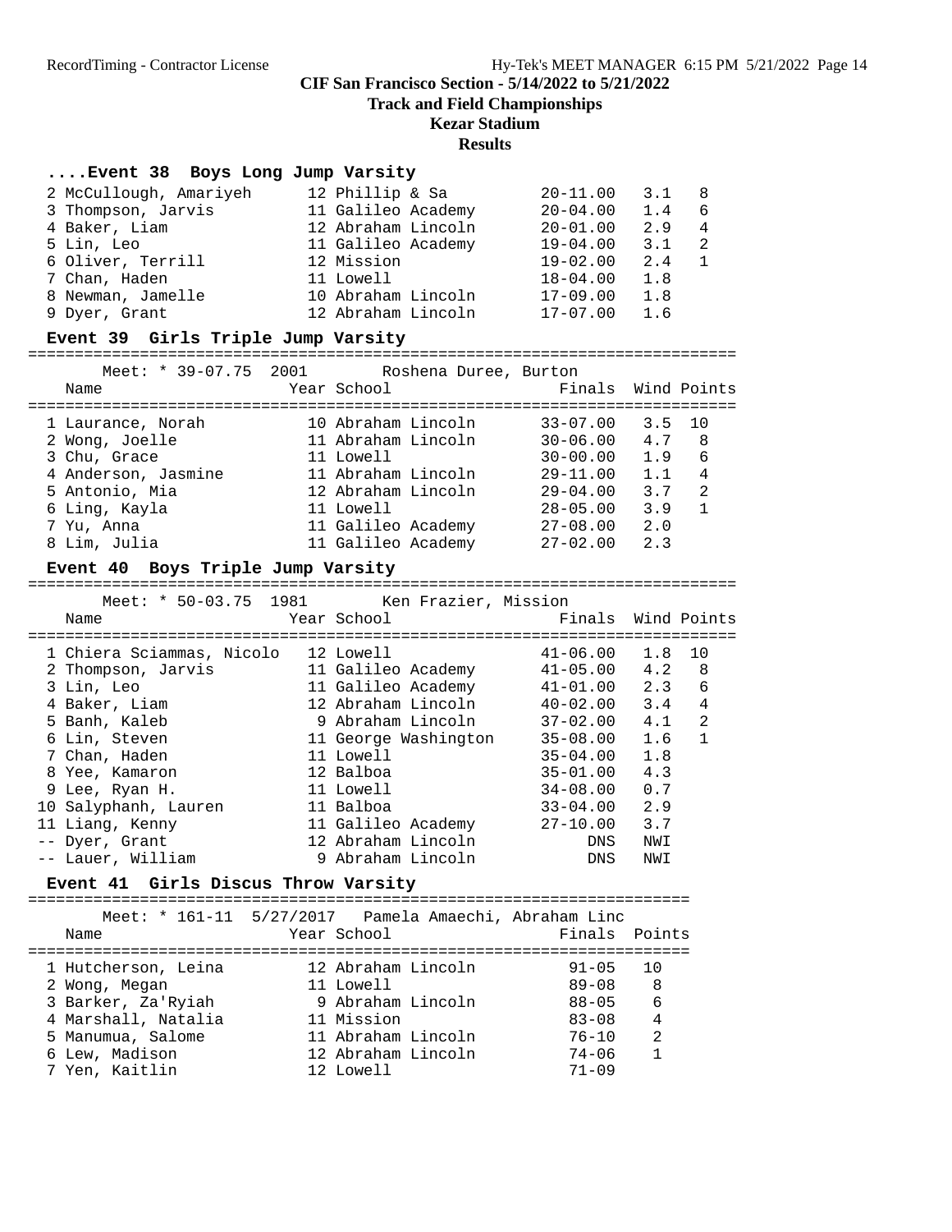CIF San Francisco Section - 5/14/2022 to 5/21/2022

**Track and Field Championships**

**Kezar Stadium**

**Results**

### ....Event 38 Boys Long Jump Varsity

| Place | Name | Year | School | Finals | Wind | Points |
|---|---|---|---|---|---|---|
| 2 | McCullough, Amariyeh | 12 | Phillip & Sa | 20-11.00 | 3.1 | 8 |
| 3 | Thompson, Jarvis | 11 | Galileo Academy | 20-04.00 | 1.4 | 6 |
| 4 | Baker, Liam | 12 | Abraham Lincoln | 20-01.00 | 2.9 | 4 |
| 5 | Lin, Leo | 11 | Galileo Academy | 19-04.00 | 3.1 | 2 |
| 6 | Oliver, Terrill | 12 | Mission | 19-02.00 | 2.4 | 1 |
| 7 | Chan, Haden | 11 | Lowell | 18-04.00 | 1.8 | |
| 8 | Newman, Jamelle | 10 | Abraham Lincoln | 17-09.00 | 1.8 | |
| 9 | Dyer, Grant | 12 | Abraham Lincoln | 17-07.00 | 1.6 | |

### Event 39 Girls Triple Jump Varsity

Meet: * 39-07.75 2001 Roshena Duree, Burton

| Place | Name | Year | School | Finals | Wind | Points |
|---|---|---|---|---|---|---|
| 1 | Laurance, Norah | 10 | Abraham Lincoln | 33-07.00 | 3.5 | 10 |
| 2 | Wong, Joelle | 11 | Abraham Lincoln | 30-06.00 | 4.7 | 8 |
| 3 | Chu, Grace | 11 | Lowell | 30-00.00 | 1.9 | 6 |
| 4 | Anderson, Jasmine | 11 | Abraham Lincoln | 29-11.00 | 1.1 | 4 |
| 5 | Antonio, Mia | 12 | Abraham Lincoln | 29-04.00 | 3.7 | 2 |
| 6 | Ling, Kayla | 11 | Lowell | 28-05.00 | 3.9 | 1 |
| 7 | Yu, Anna | 11 | Galileo Academy | 27-08.00 | 2.0 | |
| 8 | Lim, Julia | 11 | Galileo Academy | 27-02.00 | 2.3 | |

### Event 40 Boys Triple Jump Varsity

Meet: * 50-03.75 1981 Ken Frazier, Mission

| Place | Name | Year | School | Finals | Wind | Points |
|---|---|---|---|---|---|---|
| 1 | Chiera Sciammas, Nicolo | 12 | Lowell | 41-06.00 | 1.8 | 10 |
| 2 | Thompson, Jarvis | 11 | Galileo Academy | 41-05.00 | 4.2 | 8 |
| 3 | Lin, Leo | 11 | Galileo Academy | 41-01.00 | 2.3 | 6 |
| 4 | Baker, Liam | 12 | Abraham Lincoln | 40-02.00 | 3.4 | 4 |
| 5 | Banh, Kaleb | 9 | Abraham Lincoln | 37-02.00 | 4.1 | 2 |
| 6 | Lin, Steven | 11 | George Washington | 35-08.00 | 1.6 | 1 |
| 7 | Chan, Haden | 11 | Lowell | 35-04.00 | 1.8 | |
| 8 | Yee, Kamaron | 12 | Balboa | 35-01.00 | 4.3 | |
| 9 | Lee, Ryan H. | 11 | Lowell | 34-08.00 | 0.7 | |
| 10 | Salyphanh, Lauren | 11 | Balboa | 33-04.00 | 2.9 | |
| 11 | Liang, Kenny | 11 | Galileo Academy | 27-10.00 | 3.7 | |
| -- | Dyer, Grant | 12 | Abraham Lincoln | DNS | NWI | |
| -- | Lauer, William | 9 | Abraham Lincoln | DNS | NWI | |

### Event 41 Girls Discus Throw Varsity

Meet: * 161-11 5/27/2017 Pamela Amaechi, Abraham Linc

| Place | Name | Year | School | Finals | Points |
|---|---|---|---|---|---|
| 1 | Hutcherson, Leina | 12 | Abraham Lincoln | 91-05 | 10 |
| 2 | Wong, Megan | 11 | Lowell | 89-08 | 8 |
| 3 | Barker, Za'Ryiah | 9 | Abraham Lincoln | 88-05 | 6 |
| 4 | Marshall, Natalia | 11 | Mission | 83-08 | 4 |
| 5 | Manumua, Salome | 11 | Abraham Lincoln | 76-10 | 2 |
| 6 | Lew, Madison | 12 | Abraham Lincoln | 74-06 | 1 |
| 7 | Yen, Kaitlin | 12 | Lowell | 71-09 | |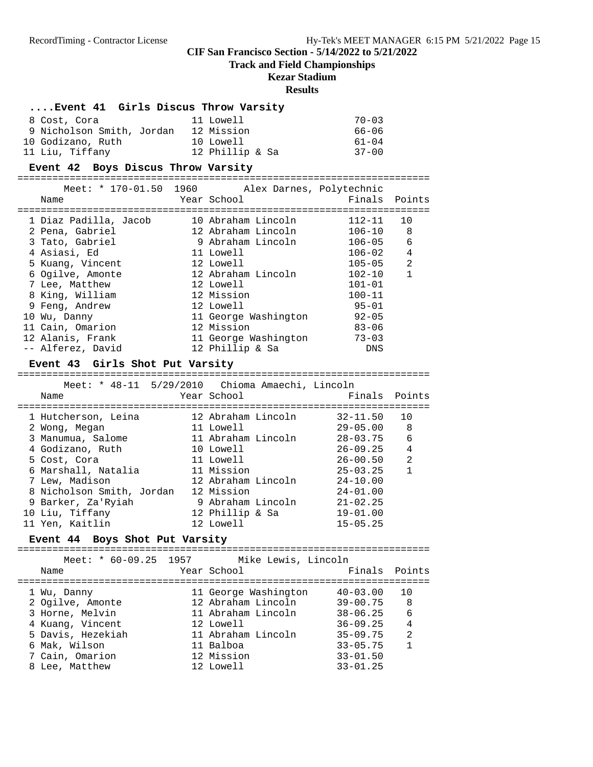**CIF San Francisco Section - 5/14/2022 to 5/21/2022**

**Track and Field Championships**

**Kezar Stadium**

**Results**

### ....Event 41 Girls Discus Throw Varsity

| Place | Name | Year | School | Finals |
|---|---|---|---|---|
| 8 | Cost, Cora | 11 | Lowell | 70-03 |
| 9 | Nicholson Smith, Jordan | 12 | Mission | 66-06 |
| 10 | Godizano, Ruth | 10 | Lowell | 61-04 |
| 11 | Liu, Tiffany | 12 | Phillip & Sa | 37-00 |

### Event 42 Boys Discus Throw Varsity

Meet: * 170-01.50 1960 Alex Darnes, Polytechnic

| Place | Name | Year | School | Finals | Points |
|---|---|---|---|---|---|
| 1 | Diaz Padilla, Jacob | 10 | Abraham Lincoln | 112-11 | 10 |
| 2 | Pena, Gabriel | 12 | Abraham Lincoln | 106-10 | 8 |
| 3 | Tato, Gabriel | 9 | Abraham Lincoln | 106-05 | 6 |
| 4 | Asiasi, Ed | 11 | Lowell | 106-02 | 4 |
| 5 | Kuang, Vincent | 12 | Lowell | 105-05 | 2 |
| 6 | Ogilve, Amonte | 12 | Abraham Lincoln | 102-10 | 1 |
| 7 | Lee, Matthew | 12 | Lowell | 101-01 | |
| 8 | King, William | 12 | Mission | 100-11 | |
| 9 | Feng, Andrew | 12 | Lowell | 95-01 | |
| 10 | Wu, Danny | 11 | George Washington | 92-05 | |
| 11 | Cain, Omarion | 12 | Mission | 83-06 | |
| 12 | Alanis, Frank | 11 | George Washington | 73-03 | |
| -- | Alferez, David | 12 | Phillip & Sa | DNS | |

### Event 43 Girls Shot Put Varsity

Meet: * 48-11 5/29/2010 Chioma Amaechi, Lincoln

| Place | Name | Year | School | Finals | Points |
|---|---|---|---|---|---|
| 1 | Hutcherson, Leina | 12 | Abraham Lincoln | 32-11.50 | 10 |
| 2 | Wong, Megan | 11 | Lowell | 29-05.00 | 8 |
| 3 | Manumua, Salome | 11 | Abraham Lincoln | 28-03.75 | 6 |
| 4 | Godizano, Ruth | 10 | Lowell | 26-09.25 | 4 |
| 5 | Cost, Cora | 11 | Lowell | 26-00.50 | 2 |
| 6 | Marshall, Natalia | 11 | Mission | 25-03.25 | 1 |
| 7 | Lew, Madison | 12 | Abraham Lincoln | 24-10.00 | |
| 8 | Nicholson Smith, Jordan | 12 | Mission | 24-01.00 | |
| 9 | Barker, Za'Ryiah | 9 | Abraham Lincoln | 21-02.25 | |
| 10 | Liu, Tiffany | 12 | Phillip & Sa | 19-01.00 | |
| 11 | Yen, Kaitlin | 12 | Lowell | 15-05.25 | |

### Event 44 Boys Shot Put Varsity

Meet: * 60-09.25 1957 Mike Lewis, Lincoln

| Place | Name | Year | School | Finals | Points |
|---|---|---|---|---|---|
| 1 | Wu, Danny | 11 | George Washington | 40-03.00 | 10 |
| 2 | Ogilve, Amonte | 12 | Abraham Lincoln | 39-00.75 | 8 |
| 3 | Horne, Melvin | 11 | Abraham Lincoln | 38-06.25 | 6 |
| 4 | Kuang, Vincent | 12 | Lowell | 36-09.25 | 4 |
| 5 | Davis, Hezekiah | 11 | Abraham Lincoln | 35-09.75 | 2 |
| 6 | Mak, Wilson | 11 | Balboa | 33-05.75 | 1 |
| 7 | Cain, Omarion | 12 | Mission | 33-01.50 | |
| 8 | Lee, Matthew | 12 | Lowell | 33-01.25 | |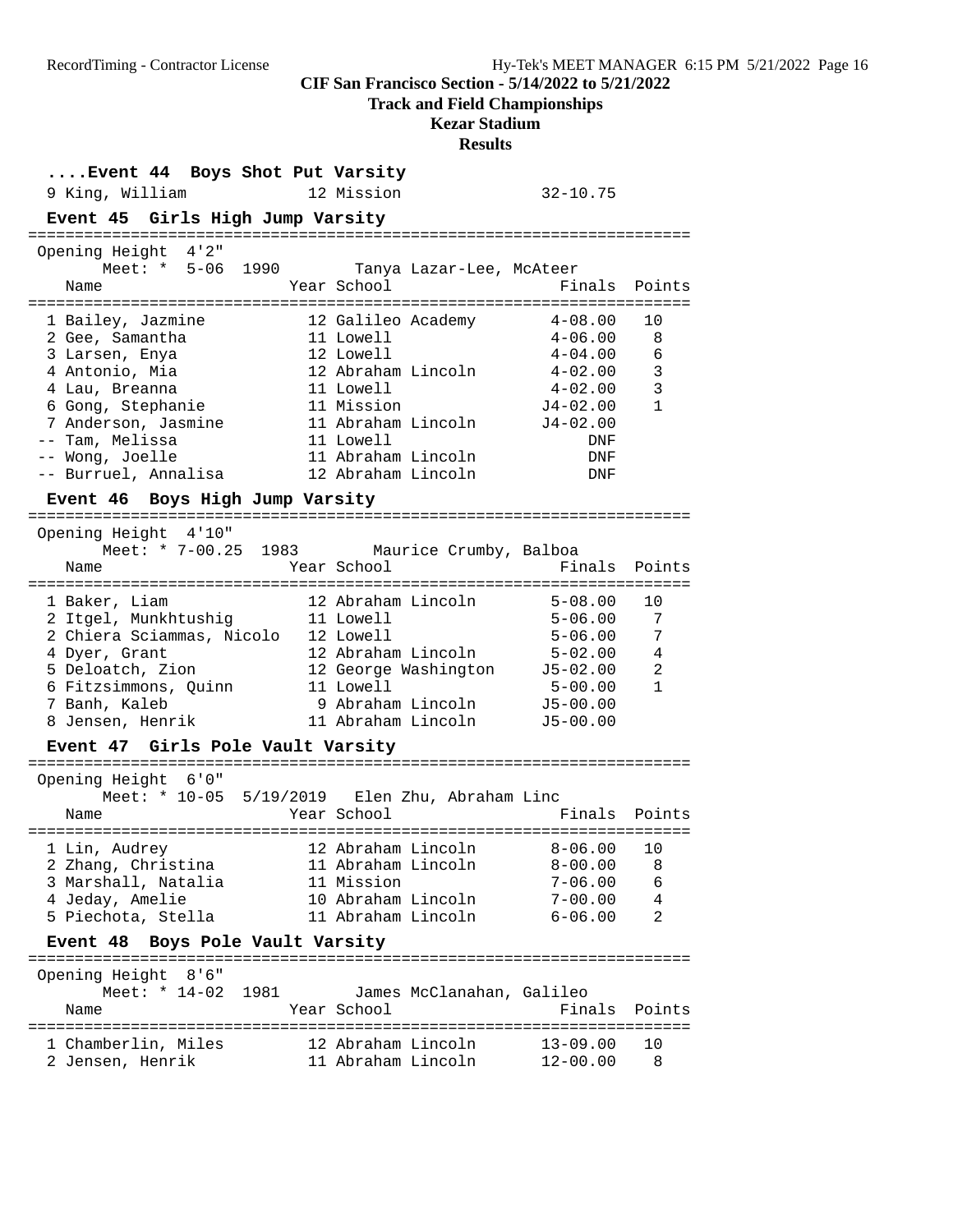# CIF San Francisco Section - 5/14/2022 to 5/21/2022

## Track and Field Championships

## Kezar Stadium

## Results

### ....Event 44 Boys Shot Put Varsity

| Place | Name | Year | School | Finals |
|---|---|---|---|---|
| 9 | King, William | 12 | Mission | 32-10.75 |

### Event 45 Girls High Jump Varsity

Opening Height 4'2"

Meet: * 5-06 1990 Tanya Lazar-Lee, McAteer

| Place | Name | Year | School | Finals | Points |
|---|---|---|---|---|---|
| 1 | Bailey, Jazmine | 12 | Galileo Academy | 4-08.00 | 10 |
| 2 | Gee, Samantha | 11 | Lowell | 4-06.00 | 8 |
| 3 | Larsen, Enya | 12 | Lowell | 4-04.00 | 6 |
| 4 | Antonio, Mia | 12 | Abraham Lincoln | 4-02.00 | 3 |
| 4 | Lau, Breanna | 11 | Lowell | 4-02.00 | 3 |
| 6 | Gong, Stephanie | 11 | Mission | J4-02.00 | 1 |
| 7 | Anderson, Jasmine | 11 | Abraham Lincoln | J4-02.00 | |
| -- | Tam, Melissa | 11 | Lowell | DNF | |
| -- | Wong, Joelle | 11 | Abraham Lincoln | DNF | |
| -- | Burruel, Annalisa | 12 | Abraham Lincoln | DNF | |

### Event 46 Boys High Jump Varsity

Opening Height 4'10"

Meet: * 7-00.25 1983 Maurice Crumby, Balboa

| Place | Name | Year | School | Finals | Points |
|---|---|---|---|---|---|
| 1 | Baker, Liam | 12 | Abraham Lincoln | 5-08.00 | 10 |
| 2 | Itgel, Munkhtushig | 11 | Lowell | 5-06.00 | 7 |
| 2 | Chiera Sciammas, Nicolo | 12 | Lowell | 5-06.00 | 7 |
| 4 | Dyer, Grant | 12 | Abraham Lincoln | 5-02.00 | 4 |
| 5 | Deloatch, Zion | 12 | George Washington | J5-02.00 | 2 |
| 6 | Fitzsimmons, Quinn | 11 | Lowell | 5-00.00 | 1 |
| 7 | Banh, Kaleb | 9 | Abraham Lincoln | J5-00.00 | |
| 8 | Jensen, Henrik | 11 | Abraham Lincoln | J5-00.00 | |

### Event 47 Girls Pole Vault Varsity

Opening Height 6'0"

Meet: * 10-05 5/19/2019 Elen Zhu, Abraham Linc

| Place | Name | Year | School | Finals | Points |
|---|---|---|---|---|---|
| 1 | Lin, Audrey | 12 | Abraham Lincoln | 8-06.00 | 10 |
| 2 | Zhang, Christina | 11 | Abraham Lincoln | 8-00.00 | 8 |
| 3 | Marshall, Natalia | 11 | Mission | 7-06.00 | 6 |
| 4 | Jeday, Amelie | 10 | Abraham Lincoln | 7-00.00 | 4 |
| 5 | Piechota, Stella | 11 | Abraham Lincoln | 6-06.00 | 2 |

### Event 48 Boys Pole Vault Varsity

Opening Height 8'6"

Meet: * 14-02 1981 James McClanahan, Galileo

| Place | Name | Year | School | Finals | Points |
|---|---|---|---|---|---|
| 1 | Chamberlin, Miles | 12 | Abraham Lincoln | 13-09.00 | 10 |
| 2 | Jensen, Henrik | 11 | Abraham Lincoln | 12-00.00 | 8 |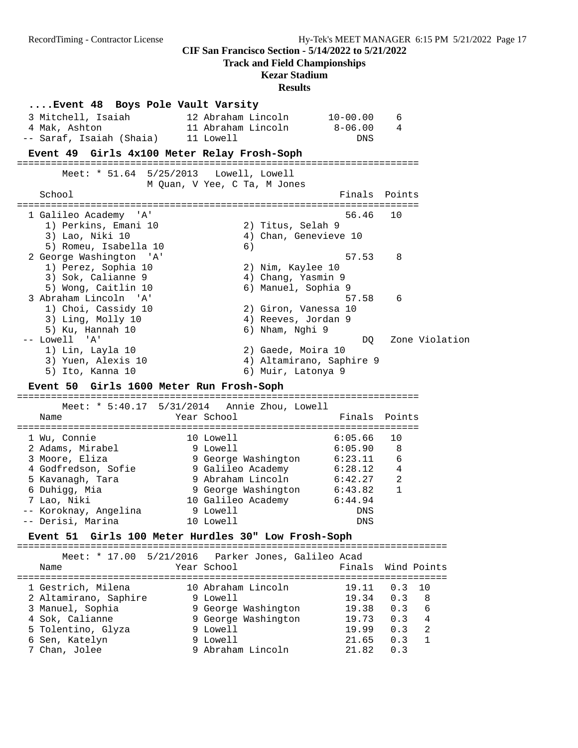## CIF San Francisco Section - 5/14/2022 to 5/21/2022
### Track and Field Championships
### Kezar Stadium
### Results

**....Event 48 Boys Pole Vault Varsity**

| Place | Name | Year | School | Finals | Points |
|---|---|---|---|---|---|
| 3 | Mitchell, Isaiah | 12 | Abraham Lincoln | 10-00.00 | 6 |
| 4 | Mak, Ashton | 11 | Abraham Lincoln | 8-06.00 | 4 |
| -- | Saraf, Isaiah (Shaia) | 11 | Lowell | DNS | |

**Event 49 Girls 4x100 Meter Relay Frosh-Soph**

Meet: * 51.64 5/25/2013 Lowell, Lowell
M Quan, V Yee, C Ta, M Jones

| Place | School | Finals | Points |
|---|---|---|---|
| 1 | Galileo Academy 'A' | 56.46 | 10 |
| | 1) Perkins, Emani 10; 2) Titus, Selah 9; 3) Lao, Niki 10; 4) Chan, Genevieve 10; 5) Romeu, Isabella 10; 6) | | |
| 2 | George Washington 'A' | 57.53 | 8 |
| | 1) Perez, Sophia 10; 2) Nim, Kaylee 10; 3) Sok, Calianne 9; 4) Chang, Yasmin 9; 5) Wong, Caitlin 10; 6) Manuel, Sophia 9 | | |
| 3 | Abraham Lincoln 'A' | 57.58 | 6 |
| | 1) Choi, Cassidy 10; 2) Giron, Vanessa 10; 3) Ling, Molly 10; 4) Reeves, Jordan 9; 5) Ku, Hannah 10; 6) Nham, Nghi 9 | | |
| -- | Lowell 'A' | DQ | Zone Violation |
| | 1) Lin, Layla 10; 2) Gaede, Moira 10; 3) Yuen, Alexis 10; 4) Altamirano, Saphire 9; 5) Ito, Kanna 10; 6) Muir, Latonya 9 | | |

**Event 50 Girls 1600 Meter Run Frosh-Soph**

Meet: * 5:40.17 5/31/2014 Annie Zhou, Lowell

| Place | Name | Year | School | Finals | Points |
|---|---|---|---|---|---|
| 1 | Wu, Connie | 10 | Lowell | 6:05.66 | 10 |
| 2 | Adams, Mirabel | 9 | Lowell | 6:05.90 | 8 |
| 3 | Moore, Eliza | 9 | George Washington | 6:23.11 | 6 |
| 4 | Godfredson, Sofie | 9 | Galileo Academy | 6:28.12 | 4 |
| 5 | Kavanagh, Tara | 9 | Abraham Lincoln | 6:42.27 | 2 |
| 6 | Duhigg, Mia | 9 | George Washington | 6:43.82 | 1 |
| 7 | Lao, Niki | 10 | Galileo Academy | 6:44.94 | |
| -- | Koroknay, Angelina | 9 | Lowell | DNS | |
| -- | Derisi, Marina | 10 | Lowell | DNS | |

**Event 51 Girls 100 Meter Hurdles 30" Low Frosh-Soph**

Meet: * 17.00 5/21/2016 Parker Jones, Galileo Acad

| Place | Name | Year | School | Finals | Wind | Points |
|---|---|---|---|---|---|---|
| 1 | Gestrich, Milena | 10 | Abraham Lincoln | 19.11 | 0.3 | 10 |
| 2 | Altamirano, Saphire | 9 | Lowell | 19.34 | 0.3 | 8 |
| 3 | Manuel, Sophia | 9 | George Washington | 19.38 | 0.3 | 6 |
| 4 | Sok, Calianne | 9 | George Washington | 19.73 | 0.3 | 4 |
| 5 | Tolentino, Glyza | 9 | Lowell | 19.99 | 0.3 | 2 |
| 6 | Sen, Katelyn | 9 | Lowell | 21.65 | 0.3 | 1 |
| 7 | Chan, Jolee | 9 | Abraham Lincoln | 21.82 | 0.3 | |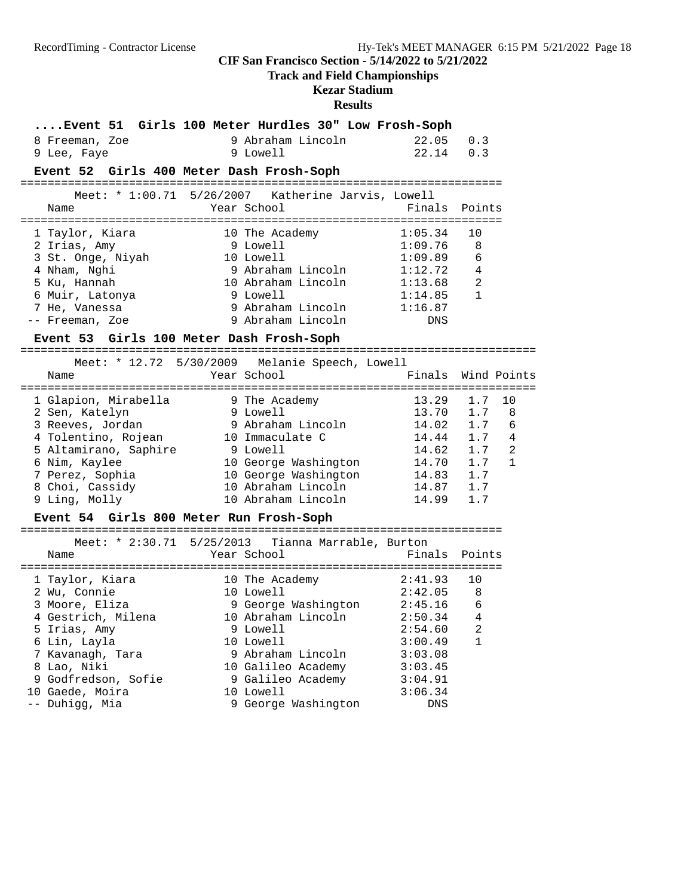**CIF San Francisco Section - 5/14/2022 to 5/21/2022**
**Track and Field Championships**
**Kezar Stadium**
**Results**

### ....Event 51 Girls 100 Meter Hurdles 30" Low Frosh-Soph

| Place | Name | Year | School | Finals | Wind |
|---|---|---|---|---|---|
| 8 | Freeman, Zoe | 9 | Abraham Lincoln | 22.05 | 0.3 |
| 9 | Lee, Faye | 9 | Lowell | 22.14 | 0.3 |

### Event 52 Girls 400 Meter Dash Frosh-Soph

Meet: * 1:00.71 5/26/2007 Katherine Jarvis, Lowell

| Place | Name | Year | School | Finals | Points |
|---|---|---|---|---|---|
| 1 | Taylor, Kiara | 10 | The Academy | 1:05.34 | 10 |
| 2 | Irias, Amy | 9 | Lowell | 1:09.76 | 8 |
| 3 | St. Onge, Niyah | 10 | Lowell | 1:09.89 | 6 |
| 4 | Nham, Nghi | 9 | Abraham Lincoln | 1:12.72 | 4 |
| 5 | Ku, Hannah | 10 | Abraham Lincoln | 1:13.68 | 2 |
| 6 | Muir, Latonya | 9 | Lowell | 1:14.85 | 1 |
| 7 | He, Vanessa | 9 | Abraham Lincoln | 1:16.87 | |
| -- | Freeman, Zoe | 9 | Abraham Lincoln | DNS | |

### Event 53 Girls 100 Meter Dash Frosh-Soph

Meet: * 12.72 5/30/2009 Melanie Speech, Lowell

| Place | Name | Year | School | Finals | Wind | Points |
|---|---|---|---|---|---|---|
| 1 | Glapion, Mirabella | 9 | The Academy | 13.29 | 1.7 | 10 |
| 2 | Sen, Katelyn | 9 | Lowell | 13.70 | 1.7 | 8 |
| 3 | Reeves, Jordan | 9 | Abraham Lincoln | 14.02 | 1.7 | 6 |
| 4 | Tolentino, Rojean | 10 | Immaculate C | 14.44 | 1.7 | 4 |
| 5 | Altamirano, Saphire | 9 | Lowell | 14.62 | 1.7 | 2 |
| 6 | Nim, Kaylee | 10 | George Washington | 14.70 | 1.7 | 1 |
| 7 | Perez, Sophia | 10 | George Washington | 14.83 | 1.7 | |
| 8 | Choi, Cassidy | 10 | Abraham Lincoln | 14.87 | 1.7 | |
| 9 | Ling, Molly | 10 | Abraham Lincoln | 14.99 | 1.7 | |

### Event 54 Girls 800 Meter Run Frosh-Soph

Meet: * 2:30.71 5/25/2013 Tianna Marrable, Burton

| Place | Name | Year | School | Finals | Points |
|---|---|---|---|---|---|
| 1 | Taylor, Kiara | 10 | The Academy | 2:41.93 | 10 |
| 2 | Wu, Connie | 10 | Lowell | 2:42.05 | 8 |
| 3 | Moore, Eliza | 9 | George Washington | 2:45.16 | 6 |
| 4 | Gestrich, Milena | 10 | Abraham Lincoln | 2:50.34 | 4 |
| 5 | Irias, Amy | 9 | Lowell | 2:54.60 | 2 |
| 6 | Lin, Layla | 10 | Lowell | 3:00.49 | 1 |
| 7 | Kavanagh, Tara | 9 | Abraham Lincoln | 3:03.08 | |
| 8 | Lao, Niki | 10 | Galileo Academy | 3:03.45 | |
| 9 | Godfredson, Sofie | 9 | Galileo Academy | 3:04.91 | |
| 10 | Gaede, Moira | 10 | Lowell | 3:06.34 | |
| -- | Duhigg, Mia | 9 | George Washington | DNS | |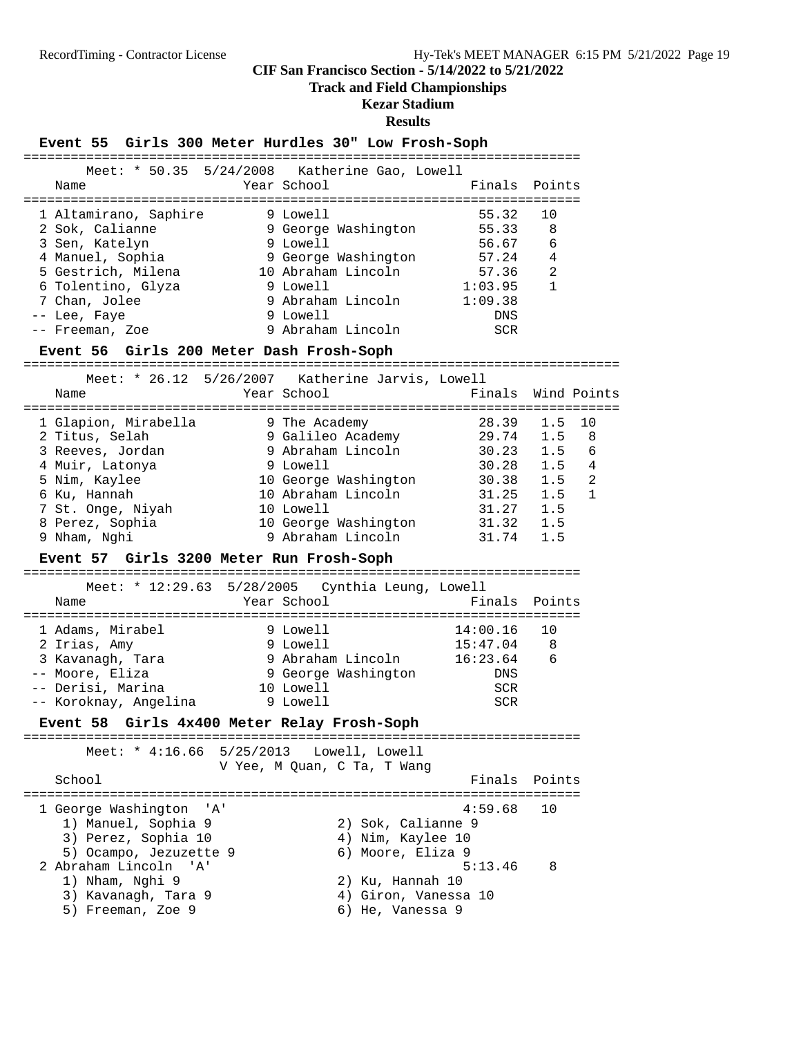# CIF San Francisco Section - 5/14/2022 to 5/21/2022

## Track and Field Championships

## Kezar Stadium

## Results

### Event 55 Girls 300 Meter Hurdles 30" Low Frosh-Soph

Meet: * 50.35 5/24/2008 Katherine Gao, Lowell

| Place | Name | Year | School | Finals | Points |
|---|---|---|---|---|---|
| 1 | Altamirano, Saphire | 9 | Lowell | 55.32 | 10 |
| 2 | Sok, Calianne | 9 | George Washington | 55.33 | 8 |
| 3 | Sen, Katelyn | 9 | Lowell | 56.67 | 6 |
| 4 | Manuel, Sophia | 9 | George Washington | 57.24 | 4 |
| 5 | Gestrich, Milena | 10 | Abraham Lincoln | 57.36 | 2 |
| 6 | Tolentino, Glyza | 9 | Lowell | 1:03.95 | 1 |
| 7 | Chan, Jolee | 9 | Abraham Lincoln | 1:09.38 | |
| -- | Lee, Faye | 9 | Lowell | DNS | |
| -- | Freeman, Zoe | 9 | Abraham Lincoln | SCR | |

### Event 56 Girls 200 Meter Dash Frosh-Soph

Meet: * 26.12 5/26/2007 Katherine Jarvis, Lowell

| Place | Name | Year | School | Finals | Wind | Points |
|---|---|---|---|---|---|---|
| 1 | Glapion, Mirabella | 9 | The Academy | 28.39 | 1.5 | 10 |
| 2 | Titus, Selah | 9 | Galileo Academy | 29.74 | 1.5 | 8 |
| 3 | Reeves, Jordan | 9 | Abraham Lincoln | 30.23 | 1.5 | 6 |
| 4 | Muir, Latonya | 9 | Lowell | 30.28 | 1.5 | 4 |
| 5 | Nim, Kaylee | 10 | George Washington | 30.38 | 1.5 | 2 |
| 6 | Ku, Hannah | 10 | Abraham Lincoln | 31.25 | 1.5 | 1 |
| 7 | St. Onge, Niyah | 10 | Lowell | 31.27 | 1.5 | |
| 8 | Perez, Sophia | 10 | George Washington | 31.32 | 1.5 | |
| 9 | Nham, Nghi | 9 | Abraham Lincoln | 31.74 | 1.5 | |

### Event 57 Girls 3200 Meter Run Frosh-Soph

Meet: * 12:29.63 5/28/2005 Cynthia Leung, Lowell

| Place | Name | Year | School | Finals | Points |
|---|---|---|---|---|---|
| 1 | Adams, Mirabel | 9 | Lowell | 14:00.16 | 10 |
| 2 | Irias, Amy | 9 | Lowell | 15:47.04 | 8 |
| 3 | Kavanagh, Tara | 9 | Abraham Lincoln | 16:23.64 | 6 |
| -- | Moore, Eliza | 9 | George Washington | DNS | |
| -- | Derisi, Marina | 10 | Lowell | SCR | |
| -- | Koroknay, Angelina | 9 | Lowell | SCR | |

### Event 58 Girls 4x400 Meter Relay Frosh-Soph

Meet: * 4:16.66 5/25/2013 Lowell, Lowell
V Yee, M Quan, C Ta, T Wang

| Place | School | Finals | Points |
|---|---|---|---|
| 1 | George Washington 'A' | 4:59.68 | 10 |
| | 1) Manuel, Sophia 9; 2) Sok, Calianne 9; 3) Perez, Sophia 10; 4) Nim, Kaylee 10; 5) Ocampo, Jezuzette 9; 6) Moore, Eliza 9 | | |
| 2 | Abraham Lincoln 'A' | 5:13.46 | 8 |
| | 1) Nham, Nghi 9; 2) Ku, Hannah 10; 3) Kavanagh, Tara 9; 4) Giron, Vanessa 10; 5) Freeman, Zoe 9; 6) He, Vanessa 9 | | |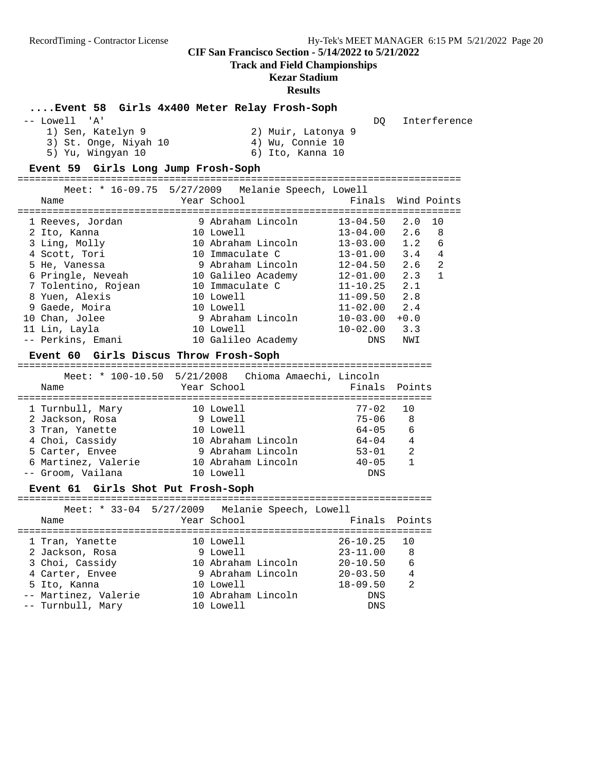CIF San Francisco Section - 5/14/2022 to 5/21/2022

**Track and Field Championships**

**Kezar Stadium**

**Results**

### ....Event 58 Girls 4x400 Meter Relay Frosh-Soph

| Place | Team | Finals | Note |
|---|---|---|---|
| -- | Lowell 'A' | DQ | Interference |

1) Sen, Katelyn 9  2) Muir, Latonya 9  3) St. Onge, Niyah 10  4) Wu, Connie 10  5) Yu, Wingyan 10  6) Ito, Kanna 10

### Event 59 Girls Long Jump Frosh-Soph

Meet: * 16-09.75 5/27/2009 Melanie Speech, Lowell

| Place | Name | Year | School | Finals | Wind | Points |
|---|---|---|---|---|---|---|
| 1 | Reeves, Jordan | 9 | Abraham Lincoln | 13-04.50 | 2.0 | 10 |
| 2 | Ito, Kanna | 10 | Lowell | 13-04.00 | 2.6 | 8 |
| 3 | Ling, Molly | 10 | Abraham Lincoln | 13-03.00 | 1.2 | 6 |
| 4 | Scott, Tori | 10 | Immaculate C | 13-01.00 | 3.4 | 4 |
| 5 | He, Vanessa | 9 | Abraham Lincoln | 12-04.50 | 2.6 | 2 |
| 6 | Pringle, Neveah | 10 | Galileo Academy | 12-01.00 | 2.3 | 1 |
| 7 | Tolentino, Rojean | 10 | Immaculate C | 11-10.25 | 2.1 | |
| 8 | Yuen, Alexis | 10 | Lowell | 11-09.50 | 2.8 | |
| 9 | Gaede, Moira | 10 | Lowell | 11-02.00 | 2.4 | |
| 10 | Chan, Jolee | 9 | Abraham Lincoln | 10-03.00 | +0.0 | |
| 11 | Lin, Layla | 10 | Lowell | 10-02.00 | 3.3 | |
| -- | Perkins, Emani | 10 | Galileo Academy | DNS | NWI | |

### Event 60 Girls Discus Throw Frosh-Soph

Meet: * 100-10.50 5/21/2008 Chioma Amaechi, Lincoln

| Place | Name | Year | School | Finals | Points |
|---|---|---|---|---|---|
| 1 | Turnbull, Mary | 10 | Lowell | 77-02 | 10 |
| 2 | Jackson, Rosa | 9 | Lowell | 75-06 | 8 |
| 3 | Tran, Yanette | 10 | Lowell | 64-05 | 6 |
| 4 | Choi, Cassidy | 10 | Abraham Lincoln | 64-04 | 4 |
| 5 | Carter, Envee | 9 | Abraham Lincoln | 53-01 | 2 |
| 6 | Martinez, Valerie | 10 | Abraham Lincoln | 40-05 | 1 |
| -- | Groom, Vailana | 10 | Lowell | DNS | |

### Event 61 Girls Shot Put Frosh-Soph

Meet: * 33-04 5/27/2009 Melanie Speech, Lowell

| Place | Name | Year | School | Finals | Points |
|---|---|---|---|---|---|
| 1 | Tran, Yanette | 10 | Lowell | 26-10.25 | 10 |
| 2 | Jackson, Rosa | 9 | Lowell | 23-11.00 | 8 |
| 3 | Choi, Cassidy | 10 | Abraham Lincoln | 20-10.50 | 6 |
| 4 | Carter, Envee | 9 | Abraham Lincoln | 20-03.50 | 4 |
| 5 | Ito, Kanna | 10 | Lowell | 18-09.50 | 2 |
| -- | Martinez, Valerie | 10 | Abraham Lincoln | DNS | |
| -- | Turnbull, Mary | 10 | Lowell | DNS | |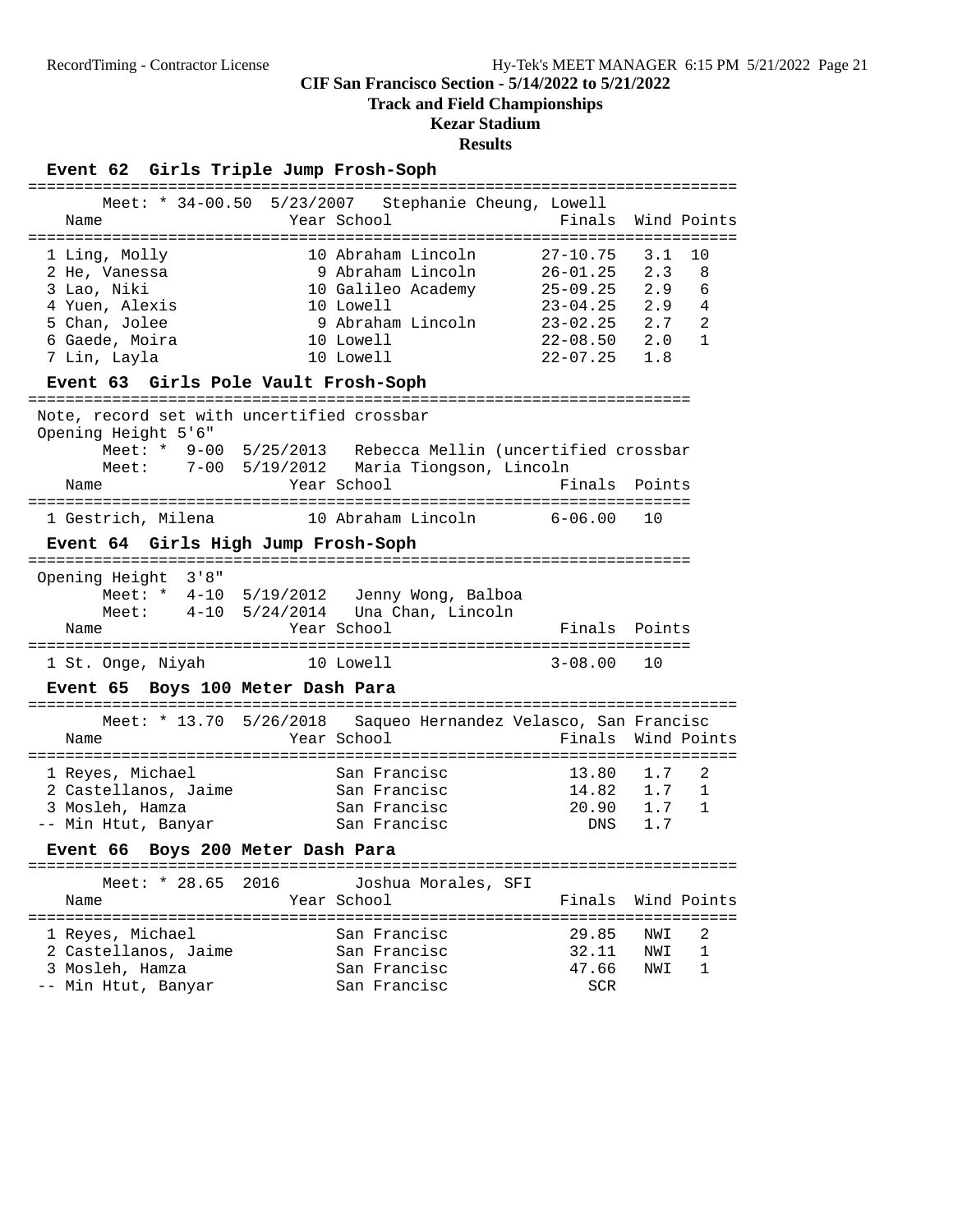# CIF San Francisco Section - 5/14/2022 to 5/21/2022

## Track and Field Championships

## Kezar Stadium

## Results

### Event 62 Girls Triple Jump Frosh-Soph

Meet: * 34-00.50 5/23/2007 Stephanie Cheung, Lowell

| Place | Name | Year | School | Finals | Wind | Points |
|---|---|---|---|---|---|---|
| 1 | Ling, Molly | 10 | Abraham Lincoln | 27-10.75 | 3.1 | 10 |
| 2 | He, Vanessa | 9 | Abraham Lincoln | 26-01.25 | 2.3 | 8 |
| 3 | Lao, Niki | 10 | Galileo Academy | 25-09.25 | 2.9 | 6 |
| 4 | Yuen, Alexis | 10 | Lowell | 23-04.25 | 2.9 | 4 |
| 5 | Chan, Jolee | 9 | Abraham Lincoln | 23-02.25 | 2.7 | 2 |
| 6 | Gaede, Moira | 10 | Lowell | 22-08.50 | 2.0 | 1 |
| 7 | Lin, Layla | 10 | Lowell | 22-07.25 | 1.8 | |

### Event 63 Girls Pole Vault Frosh-Soph

Note, record set with uncertified crossbar

Opening Height 5'6"

Meet: * 9-00 5/25/2013 Rebecca Mellin (uncertified crossbar

Meet: 7-00 5/19/2012 Maria Tiongson, Lincoln

| Place | Name | Year | School | Finals | Points |
|---|---|---|---|---|---|
| 1 | Gestrich, Milena | 10 | Abraham Lincoln | 6-06.00 | 10 |

### Event 64 Girls High Jump Frosh-Soph

Opening Height 3'8"

Meet: * 4-10 5/19/2012 Jenny Wong, Balboa

Meet: 4-10 5/24/2014 Una Chan, Lincoln

| Place | Name | Year | School | Finals | Points |
|---|---|---|---|---|---|
| 1 | St. Onge, Niyah | 10 | Lowell | 3-08.00 | 10 |

### Event 65 Boys 100 Meter Dash Para

Meet: * 13.70 5/26/2018 Saqueo Hernandez Velasco, San Francisc

| Place | Name | Year | School | Finals | Wind | Points |
|---|---|---|---|---|---|---|
| 1 | Reyes, Michael | | San Francisc | 13.80 | 1.7 | 2 |
| 2 | Castellanos, Jaime | | San Francisc | 14.82 | 1.7 | 1 |
| 3 | Mosleh, Hamza | | San Francisc | 20.90 | 1.7 | 1 |
| -- | Min Htut, Banyar | | San Francisc | DNS | 1.7 | |

### Event 66 Boys 200 Meter Dash Para

Meet: * 28.65 2016 Joshua Morales, SFI

| Place | Name | Year | School | Finals | Wind | Points |
|---|---|---|---|---|---|---|
| 1 | Reyes, Michael | | San Francisc | 29.85 | NWI | 2 |
| 2 | Castellanos, Jaime | | San Francisc | 32.11 | NWI | 1 |
| 3 | Mosleh, Hamza | | San Francisc | 47.66 | NWI | 1 |
| -- | Min Htut, Banyar | | San Francisc | SCR | | |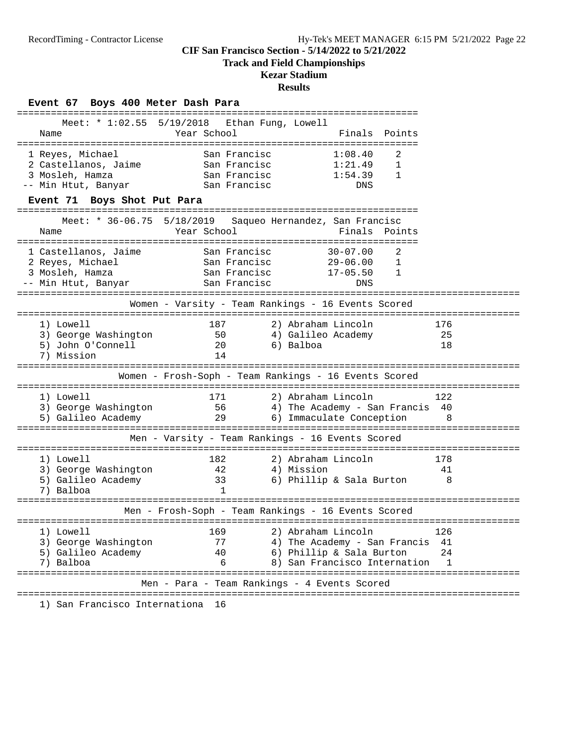## Event 67 Boys 400 Meter Dash Para

Meet: * 1:02.55 5/19/2018 Ethan Fung, Lowell

| Name | Year | School | Finals | Points |
|---|---|---|---|---|
| 1 Reyes, Michael | | San Francisc | 1:08.40 | 2 |
| 2 Castellanos, Jaime | | San Francisc | 1:21.49 | 1 |
| 3 Mosleh, Hamza | | San Francisc | 1:54.39 | 1 |
| -- Min Htut, Banyar | | San Francisc | DNS | |

## Event 71 Boys Shot Put Para

Meet: * 36-06.75 5/18/2019 Saqueo Hernandez, San Francisc

| Name | Year | School | Finals | Points |
|---|---|---|---|---|
| 1 Castellanos, Jaime | | San Francisc | 30-07.00 | 2 |
| 2 Reyes, Michael | | San Francisc | 29-06.00 | 1 |
| 3 Mosleh, Hamza | | San Francisc | 17-05.50 | 1 |
| -- Min Htut, Banyar | | San Francisc | DNS | |

## Women - Varsity - Team Rankings - 16 Events Scored

| | | | |
|---|---|---|---|
| 1) Lowell | 187 | 2) Abraham Lincoln | 176 |
| 3) George Washington | 50 | 4) Galileo Academy | 25 |
| 5) John O'Connell | 20 | 6) Balboa | 18 |
| 7) Mission | 14 | | |

## Women - Frosh-Soph - Team Rankings - 16 Events Scored

| | | | |
|---|---|---|---|
| 1) Lowell | 171 | 2) Abraham Lincoln | 122 |
| 3) George Washington | 56 | 4) The Academy - San Francis | 40 |
| 5) Galileo Academy | 29 | 6) Immaculate Conception | 8 |

## Men - Varsity - Team Rankings - 16 Events Scored

| | | | |
|---|---|---|---|
| 1) Lowell | 182 | 2) Abraham Lincoln | 178 |
| 3) George Washington | 42 | 4) Mission | 41 |
| 5) Galileo Academy | 33 | 6) Phillip & Sala Burton | 8 |
| 7) Balboa | 1 | | |

## Men - Frosh-Soph - Team Rankings - 16 Events Scored

| | | | |
|---|---|---|---|
| 1) Lowell | 169 | 2) Abraham Lincoln | 126 |
| 3) George Washington | 77 | 4) The Academy - San Francis | 41 |
| 5) Galileo Academy | 40 | 6) Phillip & Sala Burton | 24 |
| 7) Balboa | 6 | 8) San Francisco Internation | 1 |

## Men - Para - Team Rankings - 4 Events Scored

| | |
|---|---|
| 1) San Francisco Internationa | 16 |